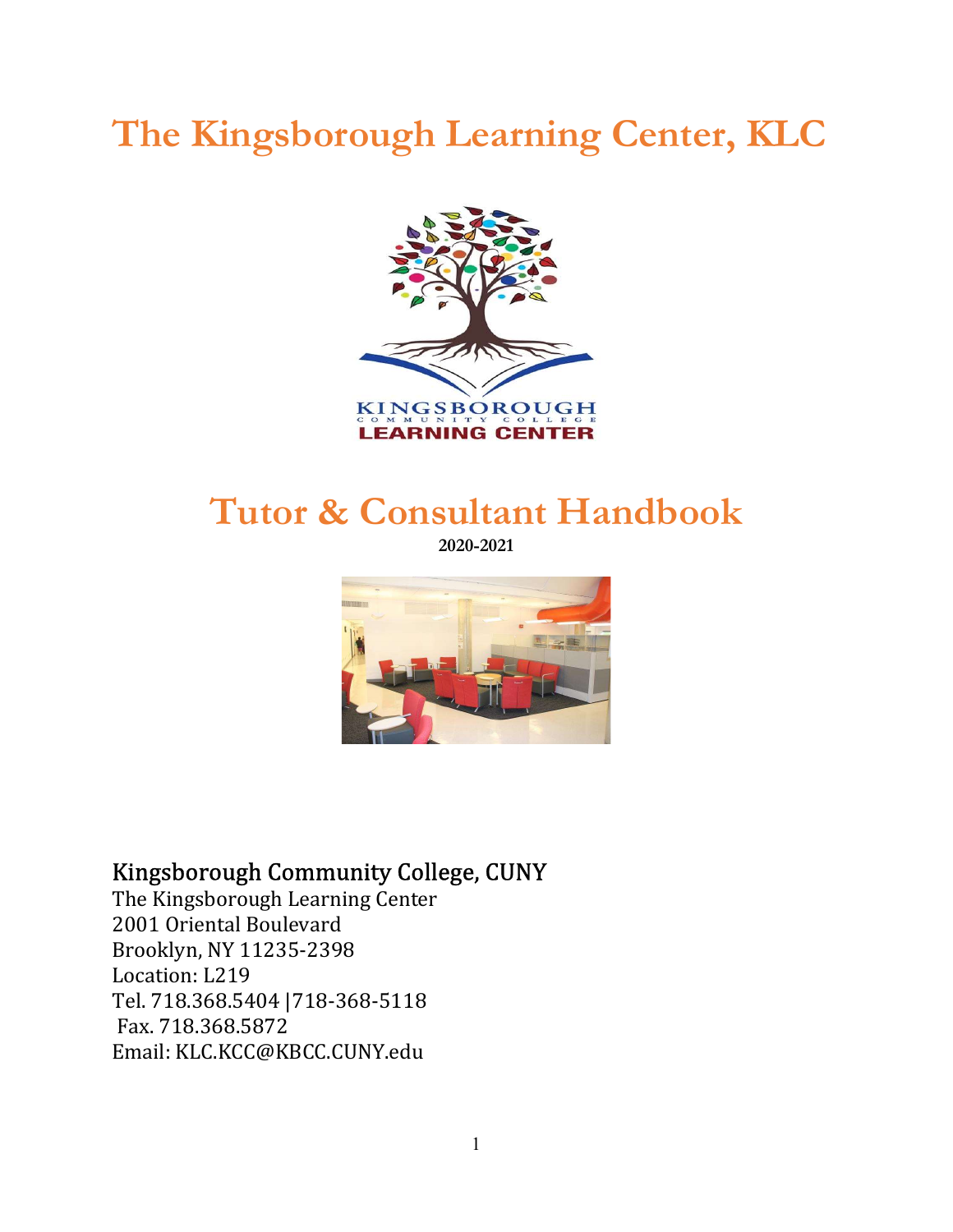# The Kingsborough Learning Center, KLC

KINGSBOROUGH
COMMUNITY COLLEGE
LEARNING CENTER

# Tutor & Consultant Handbook

**2020-2021**

## Kingsborough Community College, CUNY

The Kingsborough Learning Center
2001 Oriental Boulevard
Brooklyn, NY 11235-2398
Location: L219
Tel. 718.368.5404 |718-368-5118
Fax. 718.368.5872
Email: KLC.KCC@KBCC.CUNY.edu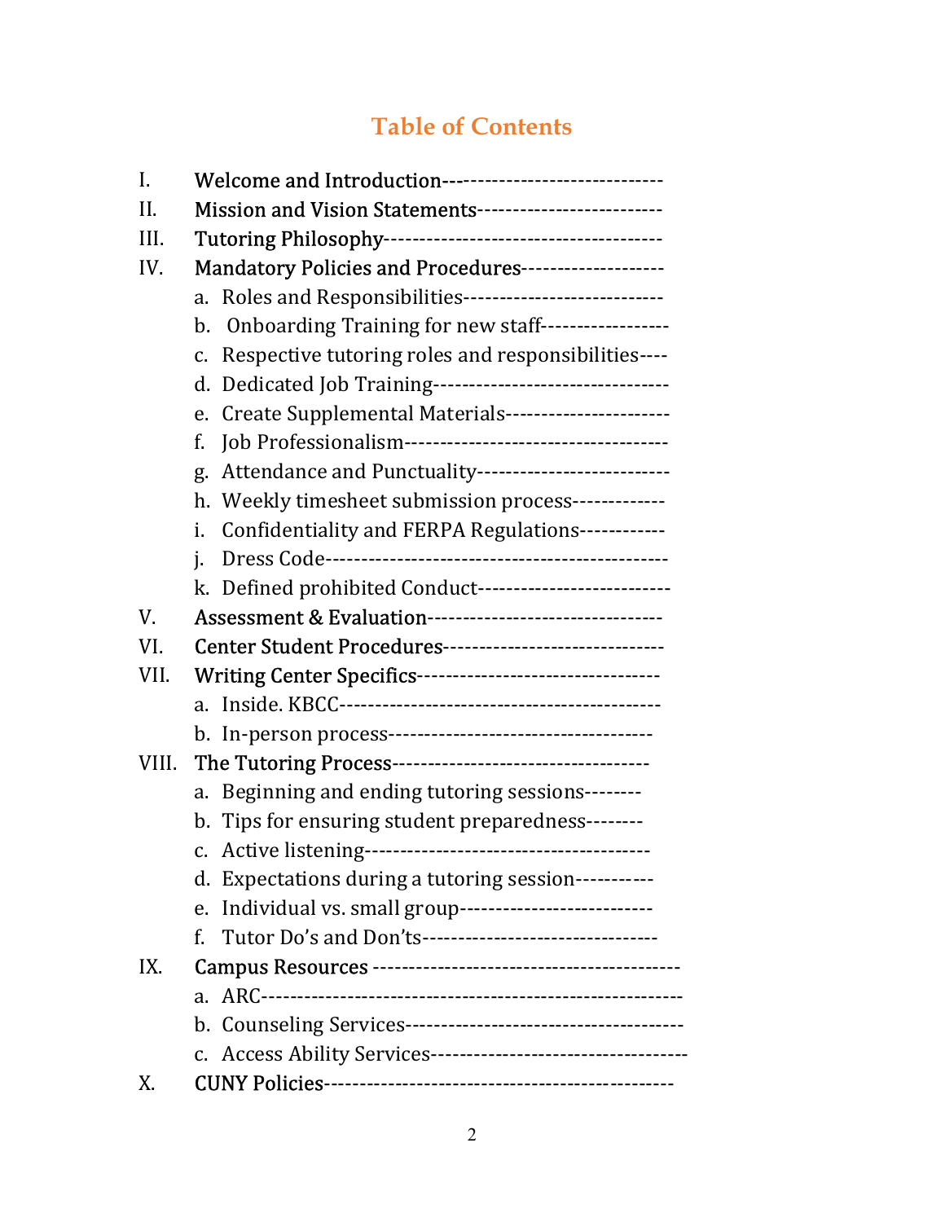# Table of Contents

I. Welcome and Introduction---------------------------------
II. Mission and Vision Statements--------------------------
III. Tutoring Philosophy---------------------------------------
IV. Mandatory Policies and Procedures--------------------
   a. Roles and Responsibilities----------------------------
   b. Onboarding Training for new staff------------------
   c. Respective tutoring roles and responsibilities----
   d. Dedicated Job Training---------------------------------
   e. Create Supplemental Materials-----------------------
   f. Job Professionalism-------------------------------------
   g. Attendance and Punctuality---------------------------
   h. Weekly timesheet submission process-------------
   i. Confidentiality and FERPA Regulations------------
   j. Dress Code-----------------------------------------------
   k. Defined prohibited Conduct---------------------------
V. Assessment & Evaluation---------------------------------
VI. Center Student Procedures-------------------------------
VII. Writing Center Specifics----------------------------------
   a. Inside. KBCC----------------------------------------------
   b. In-person process-------------------------------------
VIII. The Tutoring Process------------------------------------
   a. Beginning and ending tutoring sessions--------
   b. Tips for ensuring student preparedness--------
   c. Active listening----------------------------------------
   d. Expectations during a tutoring session-----------
   e. Individual vs. small group---------------------------
   f. Tutor Do's and Don'ts---------------------------------
IX. Campus Resources -------------------------------------------
   a. ARC-----------------------------------------------------------
   b. Counseling Services--------------------------------------
   c. Access Ability Services------------------------------------
X. CUNY Policies-------------------------------------------------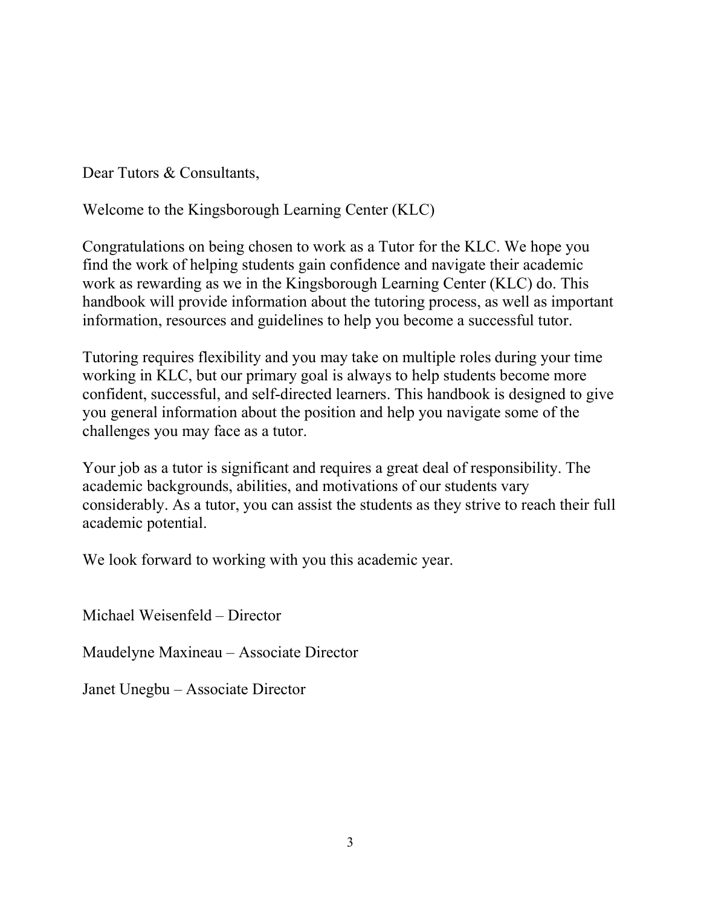Dear Tutors & Consultants,

Welcome to the Kingsborough Learning Center (KLC)

Congratulations on being chosen to work as a Tutor for the KLC. We hope you find the work of helping students gain confidence and navigate their academic work as rewarding as we in the Kingsborough Learning Center (KLC) do. This handbook will provide information about the tutoring process, as well as important information, resources and guidelines to help you become a successful tutor.

Tutoring requires flexibility and you may take on multiple roles during your time working in KLC, but our primary goal is always to help students become more confident, successful, and self-directed learners. This handbook is designed to give you general information about the position and help you navigate some of the challenges you may face as a tutor.

Your job as a tutor is significant and requires a great deal of responsibility. The academic backgrounds, abilities, and motivations of our students vary considerably. As a tutor, you can assist the students as they strive to reach their full academic potential.

We look forward to working with you this academic year.

Michael Weisenfeld – Director

Maudelyne Maxineau – Associate Director

Janet Unegbu – Associate Director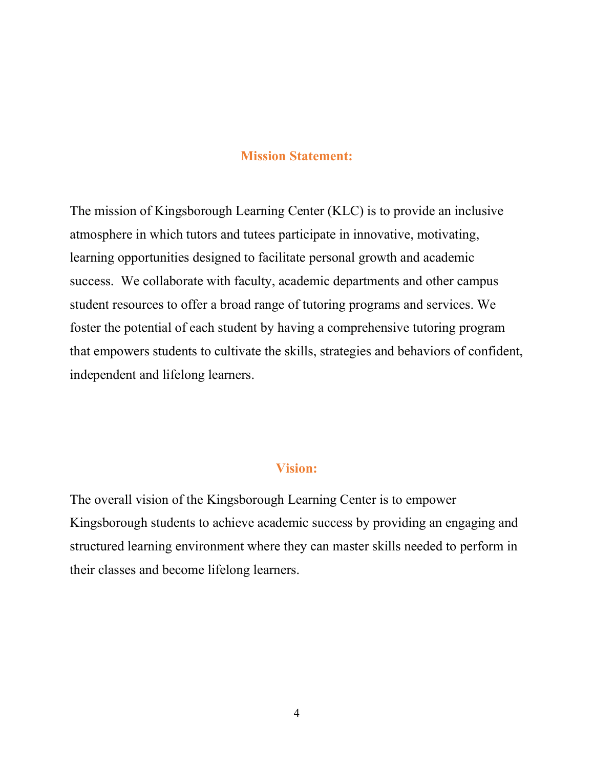## Mission Statement:

The mission of Kingsborough Learning Center (KLC) is to provide an inclusive atmosphere in which tutors and tutees participate in innovative, motivating, learning opportunities designed to facilitate personal growth and academic success. We collaborate with faculty, academic departments and other campus student resources to offer a broad range of tutoring programs and services. We foster the potential of each student by having a comprehensive tutoring program that empowers students to cultivate the skills, strategies and behaviors of confident, independent and lifelong learners.

## Vision:

The overall vision of the Kingsborough Learning Center is to empower Kingsborough students to achieve academic success by providing an engaging and structured learning environment where they can master skills needed to perform in their classes and become lifelong learners.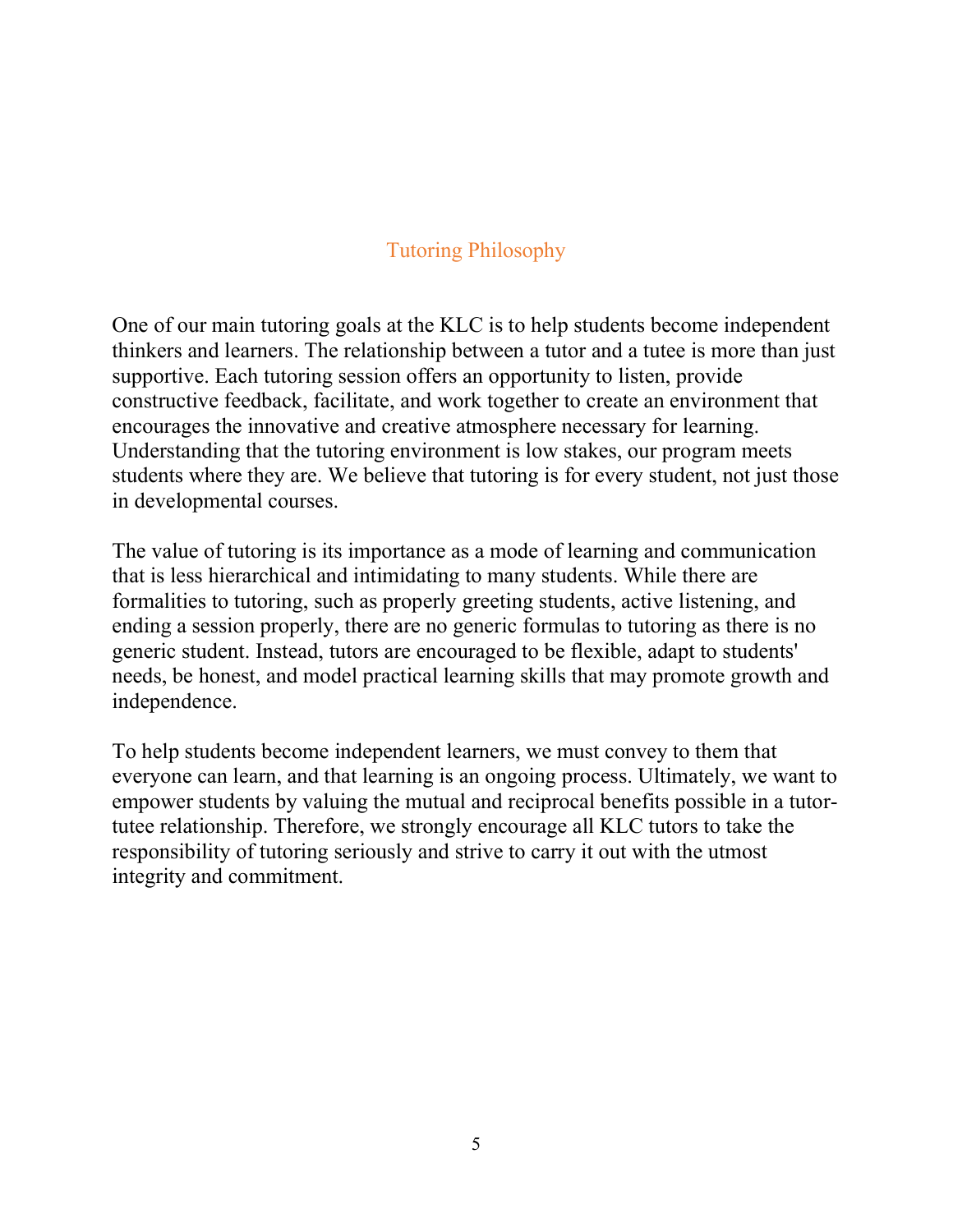## Tutoring Philosophy

One of our main tutoring goals at the KLC is to help students become independent thinkers and learners. The relationship between a tutor and a tutee is more than just supportive. Each tutoring session offers an opportunity to listen, provide constructive feedback, facilitate, and work together to create an environment that encourages the innovative and creative atmosphere necessary for learning. Understanding that the tutoring environment is low stakes, our program meets students where they are. We believe that tutoring is for every student, not just those in developmental courses.

The value of tutoring is its importance as a mode of learning and communication that is less hierarchical and intimidating to many students. While there are formalities to tutoring, such as properly greeting students, active listening, and ending a session properly, there are no generic formulas to tutoring as there is no generic student. Instead, tutors are encouraged to be flexible, adapt to students' needs, be honest, and model practical learning skills that may promote growth and independence.

To help students become independent learners, we must convey to them that everyone can learn, and that learning is an ongoing process. Ultimately, we want to empower students by valuing the mutual and reciprocal benefits possible in a tutor-tutee relationship. Therefore, we strongly encourage all KLC tutors to take the responsibility of tutoring seriously and strive to carry it out with the utmost integrity and commitment.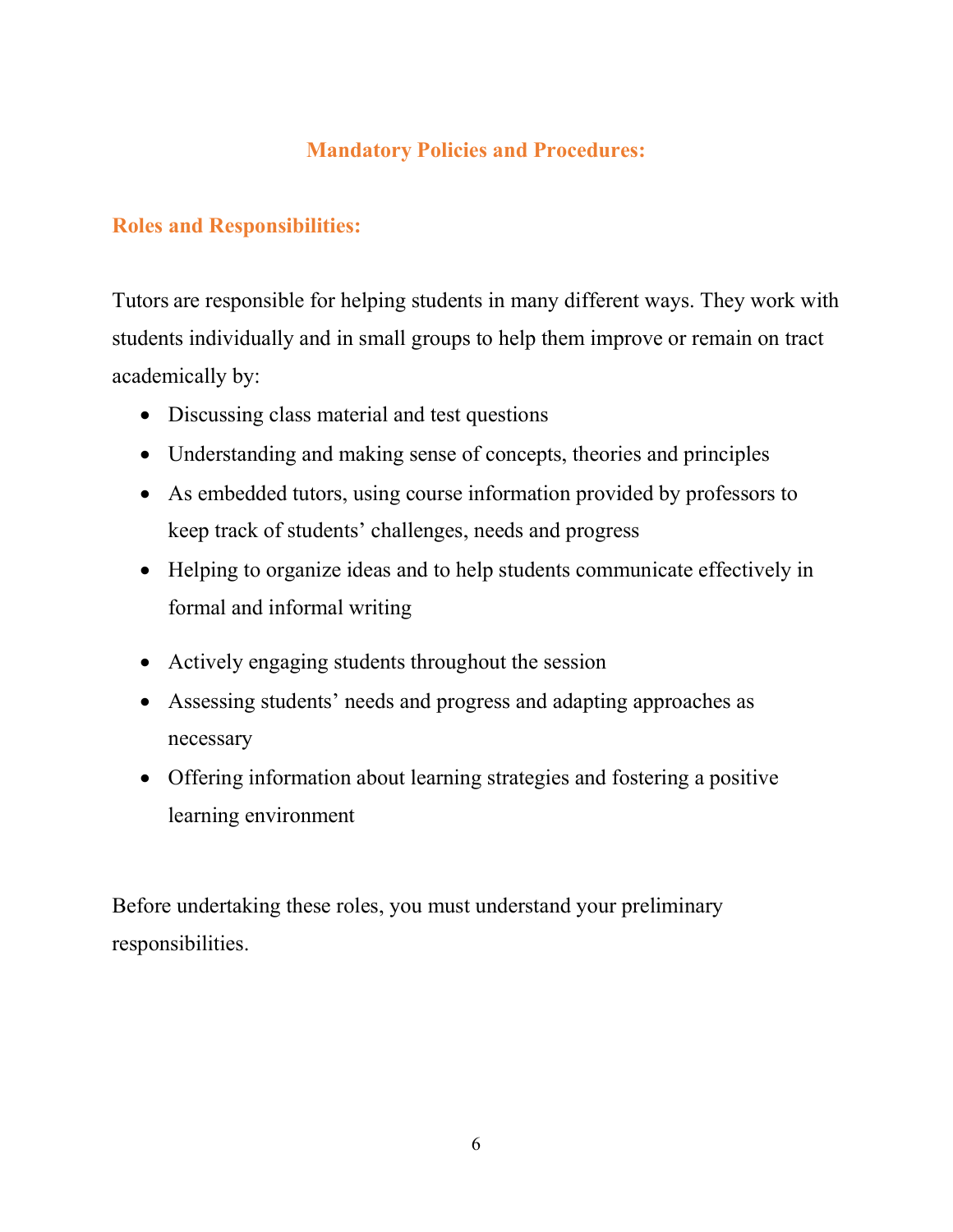## Mandatory Policies and Procedures:

### Roles and Responsibilities:

Tutors are responsible for helping students in many different ways. They work with students individually and in small groups to help them improve or remain on tract academically by:

- Discussing class material and test questions
- Understanding and making sense of concepts, theories and principles
- As embedded tutors, using course information provided by professors to keep track of students' challenges, needs and progress
- Helping to organize ideas and to help students communicate effectively in formal and informal writing
- Actively engaging students throughout the session
- Assessing students' needs and progress and adapting approaches as necessary
- Offering information about learning strategies and fostering a positive learning environment

Before undertaking these roles, you must understand your preliminary responsibilities.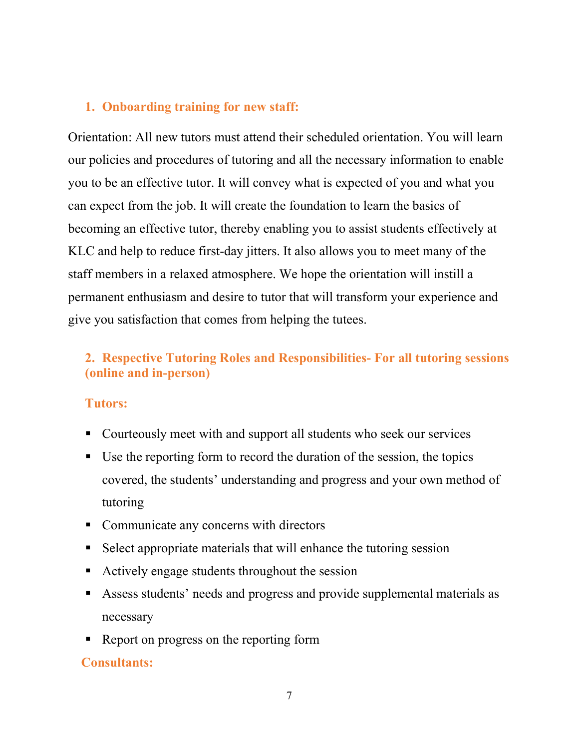## 1. Onboarding training for new staff:

Orientation: All new tutors must attend their scheduled orientation. You will learn our policies and procedures of tutoring and all the necessary information to enable you to be an effective tutor. It will convey what is expected of you and what you can expect from the job. It will create the foundation to learn the basics of becoming an effective tutor, thereby enabling you to assist students effectively at KLC and help to reduce first-day jitters. It also allows you to meet many of the staff members in a relaxed atmosphere. We hope the orientation will instill a permanent enthusiasm and desire to tutor that will transform your experience and give you satisfaction that comes from helping the tutees.

## 2. Respective Tutoring Roles and Responsibilities- For all tutoring sessions (online and in-person)

### Tutors:

- Courteously meet with and support all students who seek our services
- Use the reporting form to record the duration of the session, the topics covered, the students' understanding and progress and your own method of tutoring
- Communicate any concerns with directors
- Select appropriate materials that will enhance the tutoring session
- Actively engage students throughout the session
- Assess students' needs and progress and provide supplemental materials as necessary
- Report on progress on the reporting form

### Consultants: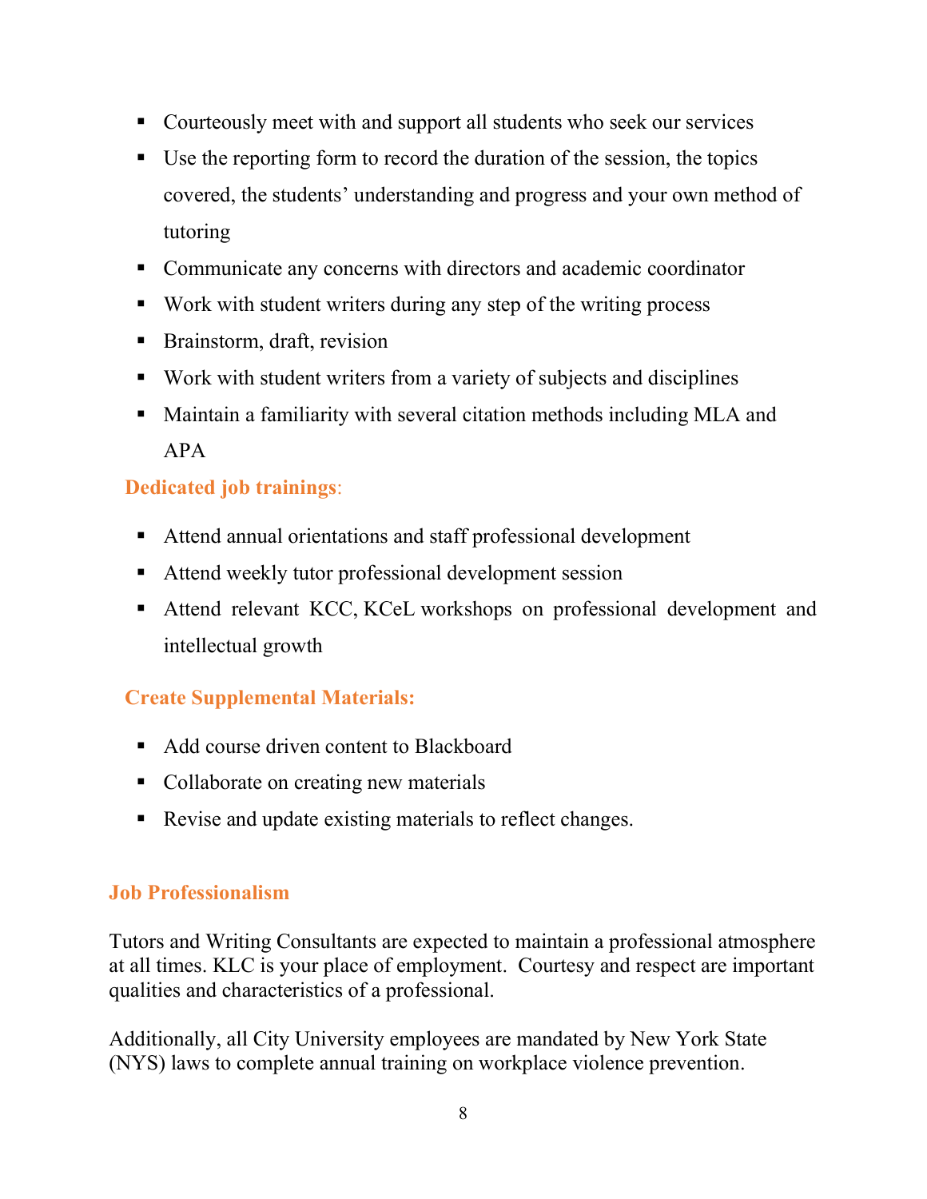- Courteously meet with and support all students who seek our services
- Use the reporting form to record the duration of the session, the topics covered, the students' understanding and progress and your own method of tutoring
- Communicate any concerns with directors and academic coordinator
- Work with student writers during any step of the writing process
- Brainstorm, draft, revision
- Work with student writers from a variety of subjects and disciplines
- Maintain a familiarity with several citation methods including MLA and APA

**Dedicated job trainings**:

- Attend annual orientations and staff professional development
- Attend weekly tutor professional development session
- Attend relevant KCC, KCeL workshops on professional development and intellectual growth

**Create Supplemental Materials:**

- Add course driven content to Blackboard
- Collaborate on creating new materials
- Revise and update existing materials to reflect changes.

## Job Professionalism

Tutors and Writing Consultants are expected to maintain a professional atmosphere at all times. KLC is your place of employment. Courtesy and respect are important qualities and characteristics of a professional.

Additionally, all City University employees are mandated by New York State (NYS) laws to complete annual training on workplace violence prevention.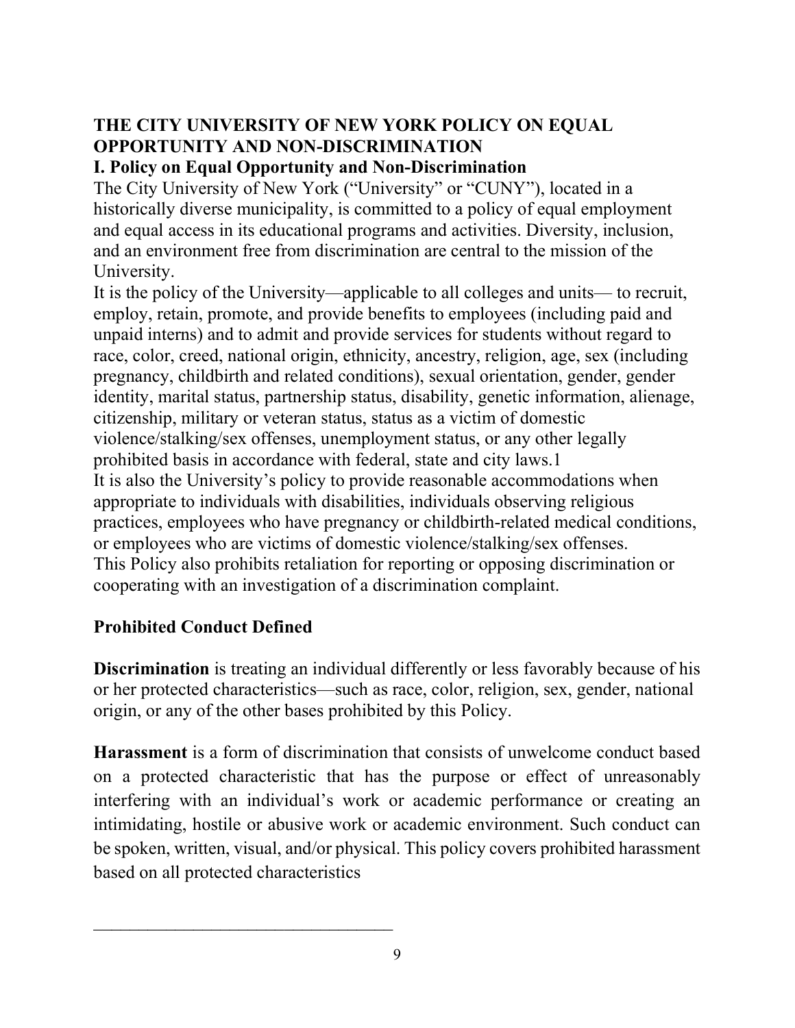**THE CITY UNIVERSITY OF NEW YORK POLICY ON EQUAL OPPORTUNITY AND NON-DISCRIMINATION**

**I. Policy on Equal Opportunity and Non-Discrimination**

The City University of New York ("University" or "CUNY"), located in a historically diverse municipality, is committed to a policy of equal employment and equal access in its educational programs and activities. Diversity, inclusion, and an environment free from discrimination are central to the mission of the University.

It is the policy of the University—applicable to all colleges and units— to recruit, employ, retain, promote, and provide benefits to employees (including paid and unpaid interns) and to admit and provide services for students without regard to race, color, creed, national origin, ethnicity, ancestry, religion, age, sex (including pregnancy, childbirth and related conditions), sexual orientation, gender, gender identity, marital status, partnership status, disability, genetic information, alienage, citizenship, military or veteran status, status as a victim of domestic violence/stalking/sex offenses, unemployment status, or any other legally prohibited basis in accordance with federal, state and city laws.[1]

It is also the University's policy to provide reasonable accommodations when appropriate to individuals with disabilities, individuals observing religious practices, employees who have pregnancy or childbirth-related medical conditions, or employees who are victims of domestic violence/stalking/sex offenses.

This Policy also prohibits retaliation for reporting or opposing discrimination or cooperating with an investigation of a discrimination complaint.

**Prohibited Conduct Defined**

**Discrimination** is treating an individual differently or less favorably because of his or her protected characteristics—such as race, color, religion, sex, gender, national origin, or any of the other bases prohibited by this Policy.

**Harassment** is a form of discrimination that consists of unwelcome conduct based on a protected characteristic that has the purpose or effect of unreasonably interfering with an individual's work or academic performance or creating an intimidating, hostile or abusive work or academic environment. Such conduct can be spoken, written, visual, and/or physical. This policy covers prohibited harassment based on all protected characteristics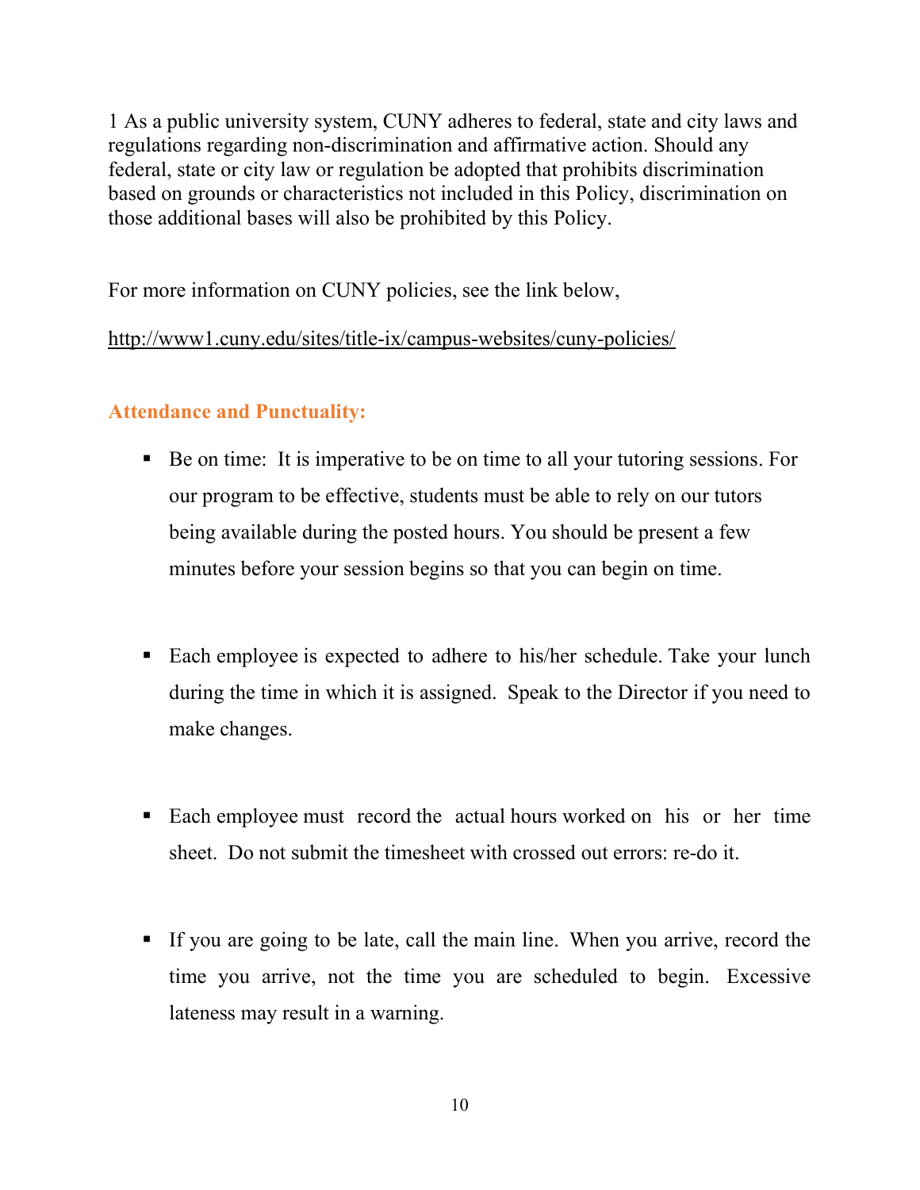1 As a public university system, CUNY adheres to federal, state and city laws and regulations regarding non-discrimination and affirmative action. Should any federal, state or city law or regulation be adopted that prohibits discrimination based on grounds or characteristics not included in this Policy, discrimination on those additional bases will also be prohibited by this Policy.

For more information on CUNY policies, see the link below,

http://www1.cuny.edu/sites/title-ix/campus-websites/cuny-policies/

## Attendance and Punctuality:

- Be on time: It is imperative to be on time to all your tutoring sessions. For our program to be effective, students must be able to rely on our tutors being available during the posted hours. You should be present a few minutes before your session begins so that you can begin on time.

- Each employee is expected to adhere to his/her schedule. Take your lunch during the time in which it is assigned. Speak to the Director if you need to make changes.

- Each employee must record the actual hours worked on his or her time sheet. Do not submit the timesheet with crossed out errors: re-do it.

- If you are going to be late, call the main line. When you arrive, record the time you arrive, not the time you are scheduled to begin. Excessive lateness may result in a warning.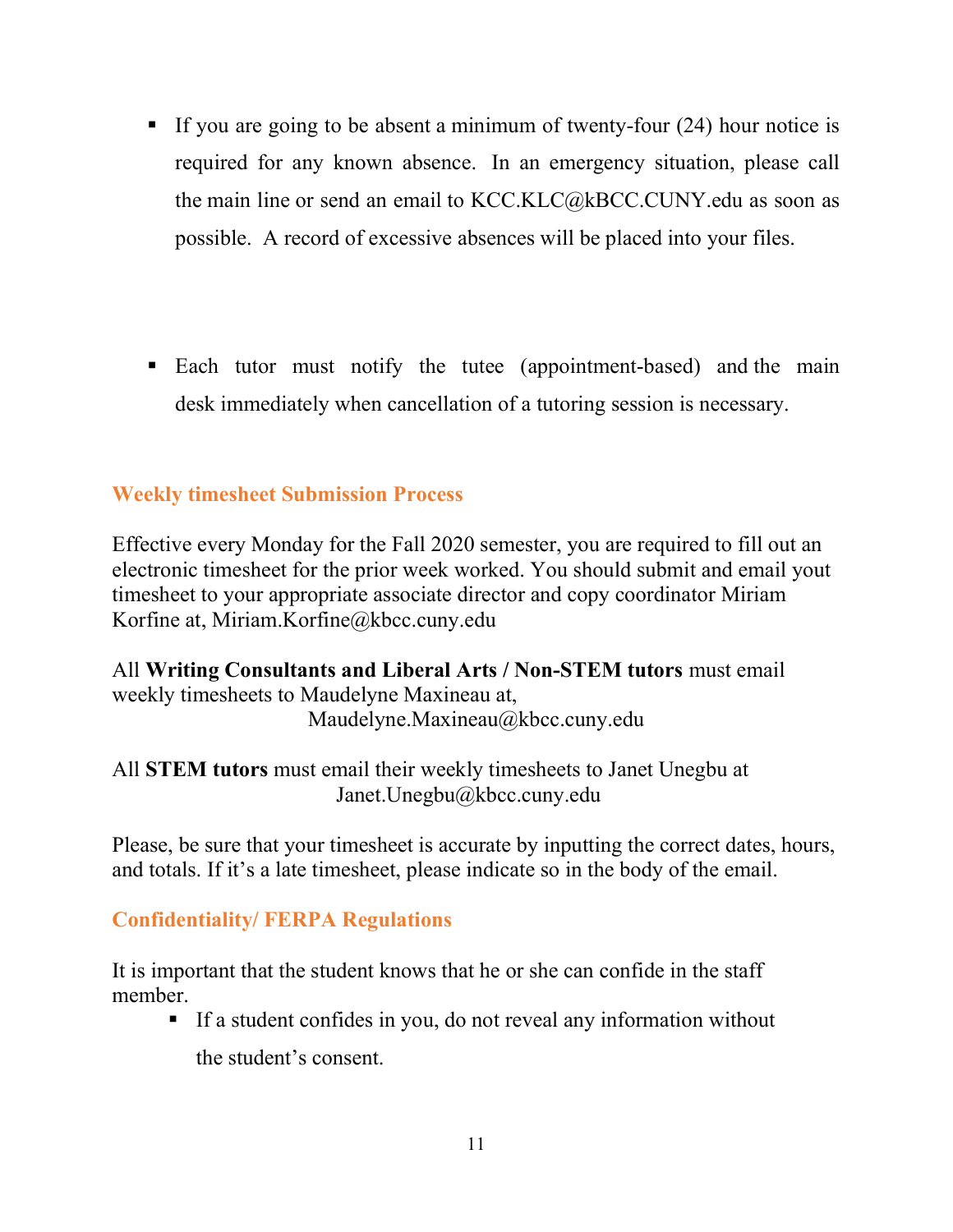- If you are going to be absent a minimum of twenty-four (24) hour notice is required for any known absence. In an emergency situation, please call the main line or send an email to KCC.KLC@kBCC.CUNY.edu as soon as possible. A record of excessive absences will be placed into your files.

- Each tutor must notify the tutee (appointment-based) and the main desk immediately when cancellation of a tutoring session is necessary.

## Weekly timesheet Submission Process

Effective every Monday for the Fall 2020 semester, you are required to fill out an electronic timesheet for the prior week worked. You should submit and email yout timesheet to your appropriate associate director and copy coordinator Miriam Korfine at, Miriam.Korfine@kbcc.cuny.edu

All **Writing Consultants and Liberal Arts / Non-STEM tutors** must email weekly timesheets to Maudelyne Maxineau at,
Maudelyne.Maxineau@kbcc.cuny.edu

All **STEM tutors** must email their weekly timesheets to Janet Unegbu at
Janet.Unegbu@kbcc.cuny.edu

Please, be sure that your timesheet is accurate by inputting the correct dates, hours, and totals. If it's a late timesheet, please indicate so in the body of the email.

## Confidentiality/ FERPA Regulations

It is important that the student knows that he or she can confide in the staff member.

- If a student confides in you, do not reveal any information without the student's consent.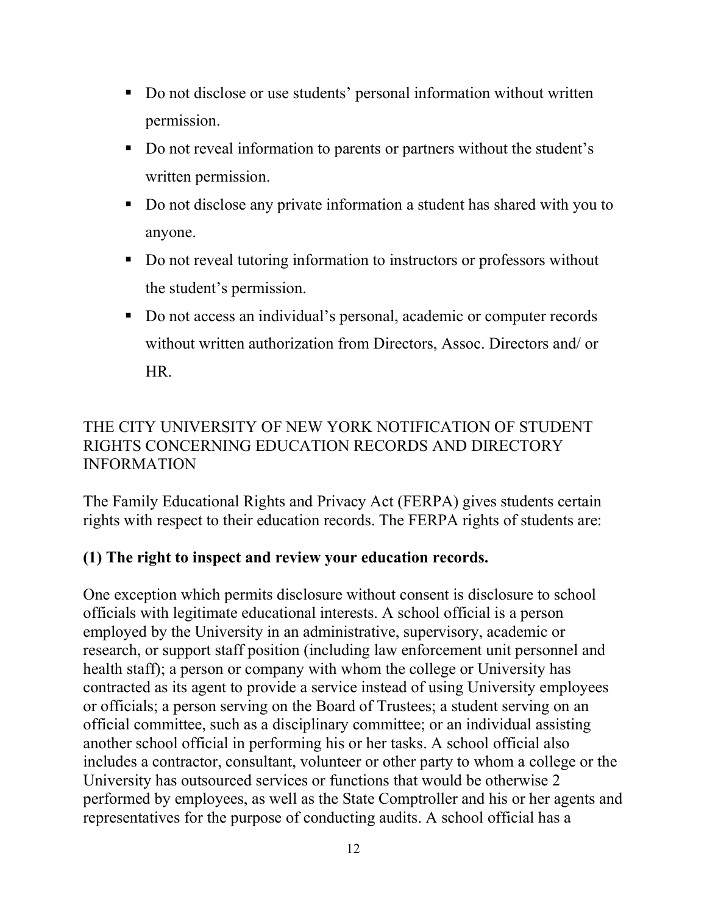- Do not disclose or use students' personal information without written permission.
- Do not reveal information to parents or partners without the student's written permission.
- Do not disclose any private information a student has shared with you to anyone.
- Do not reveal tutoring information to instructors or professors without the student's permission.
- Do not access an individual's personal, academic or computer records without written authorization from Directors, Assoc. Directors and/ or HR.

THE CITY UNIVERSITY OF NEW YORK NOTIFICATION OF STUDENT RIGHTS CONCERNING EDUCATION RECORDS AND DIRECTORY INFORMATION

The Family Educational Rights and Privacy Act (FERPA) gives students certain rights with respect to their education records. The FERPA rights of students are:

**(1) The right to inspect and review your education records.**

One exception which permits disclosure without consent is disclosure to school officials with legitimate educational interests. A school official is a person employed by the University in an administrative, supervisory, academic or research, or support staff position (including law enforcement unit personnel and health staff); a person or company with whom the college or University has contracted as its agent to provide a service instead of using University employees or officials; a person serving on the Board of Trustees; a student serving on an official committee, such as a disciplinary committee; or an individual assisting another school official in performing his or her tasks. A school official also includes a contractor, consultant, volunteer or other party to whom a college or the University has outsourced services or functions that would be otherwise 2 performed by employees, as well as the State Comptroller and his or her agents and representatives for the purpose of conducting audits. A school official has a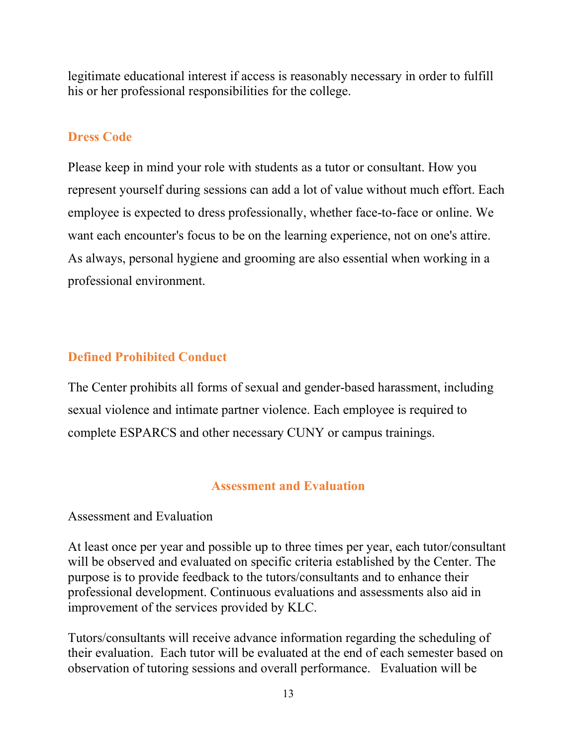legitimate educational interest if access is reasonably necessary in order to fulfill his or her professional responsibilities for the college.

### Dress Code

Please keep in mind your role with students as a tutor or consultant. How you represent yourself during sessions can add a lot of value without much effort. Each employee is expected to dress professionally, whether face-to-face or online. We want each encounter's focus to be on the learning experience, not on one's attire. As always, personal hygiene and grooming are also essential when working in a professional environment.

### Defined Prohibited Conduct

The Center prohibits all forms of sexual and gender-based harassment, including sexual violence and intimate partner violence. Each employee is required to complete ESPARCS and other necessary CUNY or campus trainings.

## Assessment and Evaluation

Assessment and Evaluation

At least once per year and possible up to three times per year, each tutor/consultant will be observed and evaluated on specific criteria established by the Center. The purpose is to provide feedback to the tutors/consultants and to enhance their professional development. Continuous evaluations and assessments also aid in improvement of the services provided by KLC.

Tutors/consultants will receive advance information regarding the scheduling of their evaluation. Each tutor will be evaluated at the end of each semester based on observation of tutoring sessions and overall performance. Evaluation will be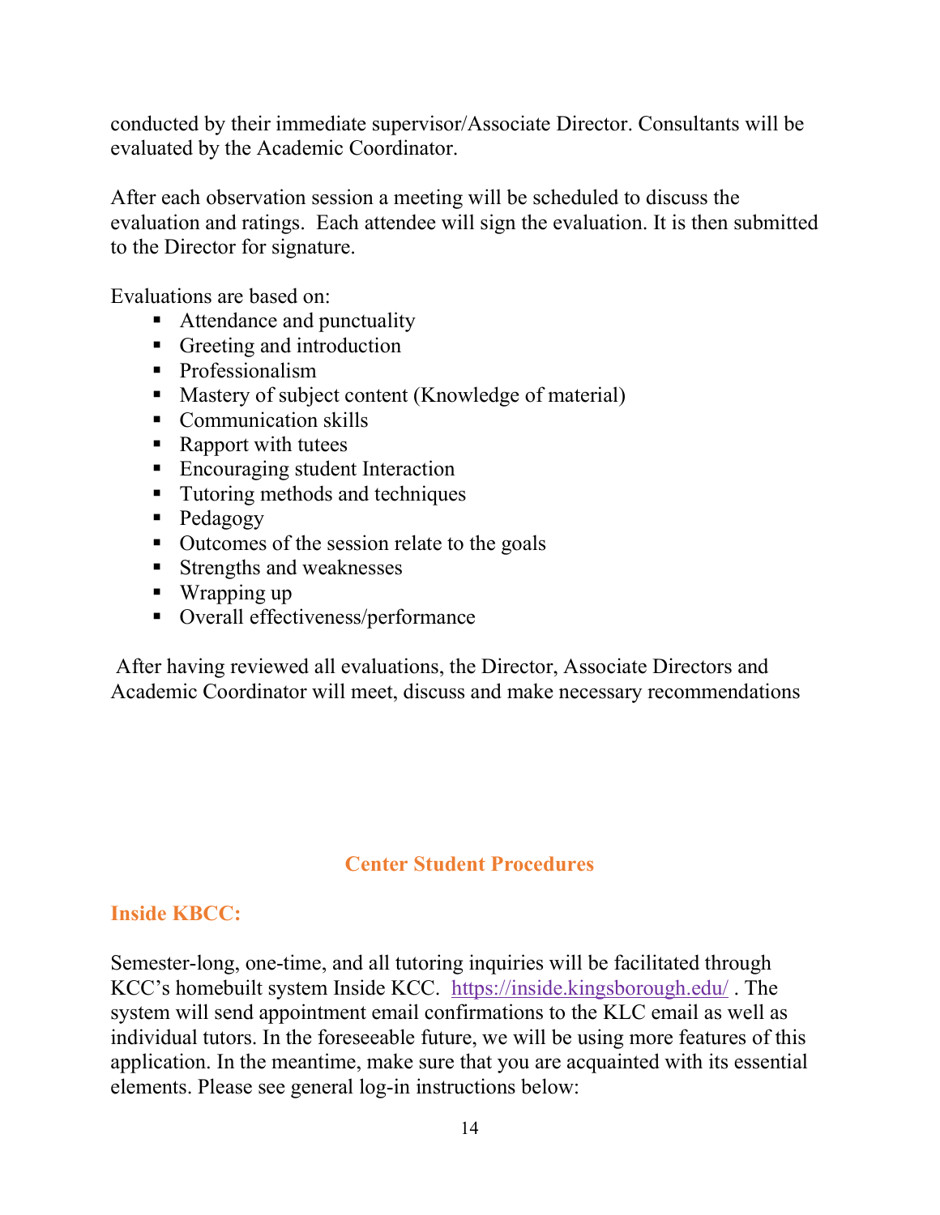conducted by their immediate supervisor/Associate Director. Consultants will be evaluated by the Academic Coordinator.

After each observation session a meeting will be scheduled to discuss the evaluation and ratings. Each attendee will sign the evaluation. It is then submitted to the Director for signature.

Evaluations are based on:

- Attendance and punctuality
- Greeting and introduction
- Professionalism
- Mastery of subject content (Knowledge of material)
- Communication skills
- Rapport with tutees
- Encouraging student Interaction
- Tutoring methods and techniques
- Pedagogy
- Outcomes of the session relate to the goals
- Strengths and weaknesses
- Wrapping up
- Overall effectiveness/performance

After having reviewed all evaluations, the Director, Associate Directors and Academic Coordinator will meet, discuss and make necessary recommendations

## Center Student Procedures

### Inside KBCC:

Semester-long, one-time, and all tutoring inquiries will be facilitated through KCC's homebuilt system Inside KCC. [https://inside.kingsborough.edu/](https://inside.kingsborough.edu/) . The system will send appointment email confirmations to the KLC email as well as individual tutors. In the foreseeable future, we will be using more features of this application. In the meantime, make sure that you are acquainted with its essential elements. Please see general log-in instructions below: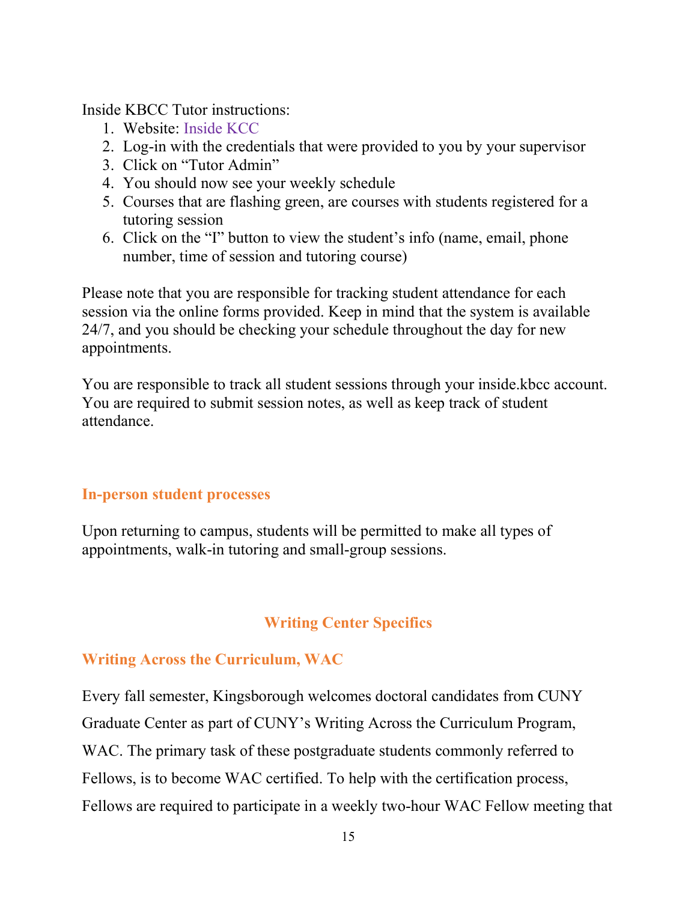Inside KBCC Tutor instructions:

1. Website: Inside KCC
2. Log-in with the credentials that were provided to you by your supervisor
3. Click on "Tutor Admin"
4. You should now see your weekly schedule
5. Courses that are flashing green, are courses with students registered for a tutoring session
6. Click on the "I" button to view the student's info (name, email, phone number, time of session and tutoring course)

Please note that you are responsible for tracking student attendance for each session via the online forms provided. Keep in mind that the system is available 24/7, and you should be checking your schedule throughout the day for new appointments.

You are responsible to track all student sessions through your inside.kbcc account. You are required to submit session notes, as well as keep track of student attendance.

### In-person student processes

Upon returning to campus, students will be permitted to make all types of appointments, walk-in tutoring and small-group sessions.

## Writing Center Specifics

### Writing Across the Curriculum, WAC

Every fall semester, Kingsborough welcomes doctoral candidates from CUNY Graduate Center as part of CUNY's Writing Across the Curriculum Program, WAC. The primary task of these postgraduate students commonly referred to Fellows, is to become WAC certified. To help with the certification process, Fellows are required to participate in a weekly two-hour WAC Fellow meeting that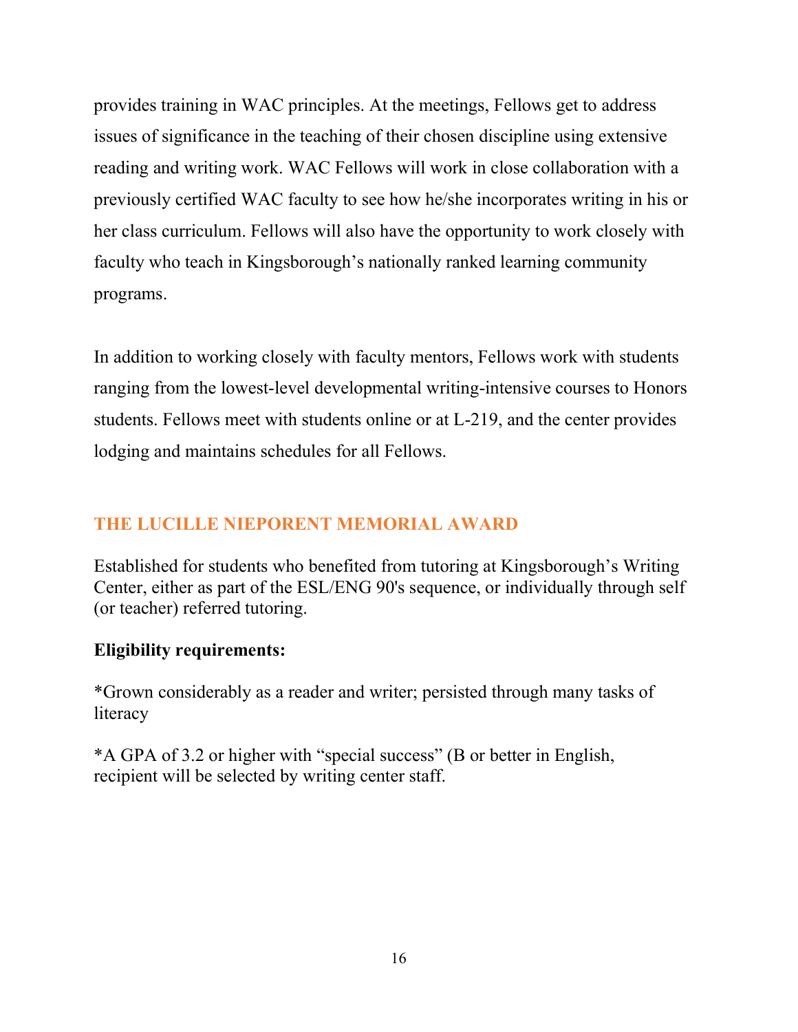provides training in WAC principles. At the meetings, Fellows get to address issues of significance in the teaching of their chosen discipline using extensive reading and writing work. WAC Fellows will work in close collaboration with a previously certified WAC faculty to see how he/she incorporates writing in his or her class curriculum. Fellows will also have the opportunity to work closely with faculty who teach in Kingsborough's nationally ranked learning community programs.

In addition to working closely with faculty mentors, Fellows work with students ranging from the lowest-level developmental writing-intensive courses to Honors students. Fellows meet with students online or at L-219, and the center provides lodging and maintains schedules for all Fellows.

## THE LUCILLE NIEPORENT MEMORIAL AWARD

Established for students who benefited from tutoring at Kingsborough's Writing Center, either as part of the ESL/ENG 90's sequence, or individually through self (or teacher) referred tutoring.

**Eligibility requirements:**

*Grown considerably as a reader and writer; persisted through many tasks of literacy

*A GPA of 3.2 or higher with "special success" (B or better in English, recipient will be selected by writing center staff.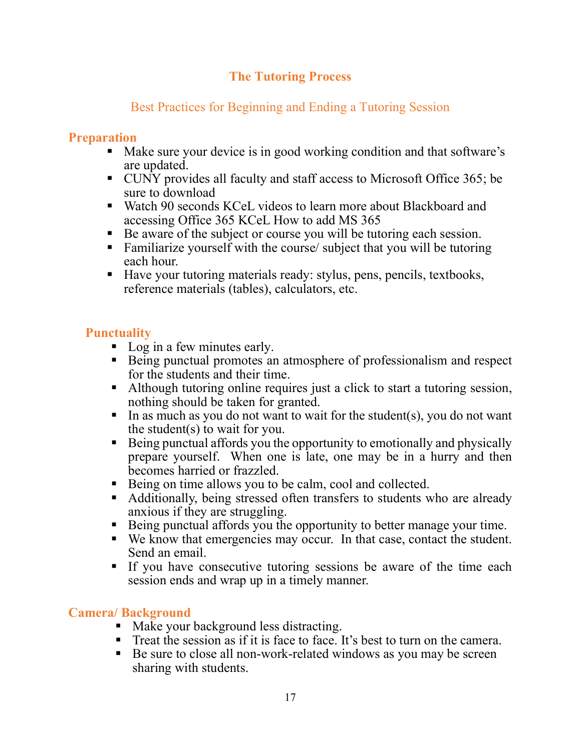## The Tutoring Process

### Best Practices for Beginning and Ending a Tutoring Session

**Preparation**

- Make sure your device is in good working condition and that software's are updated.
- CUNY provides all faculty and staff access to Microsoft Office 365; be sure to download
- Watch 90 seconds KCeL videos to learn more about Blackboard and accessing Office 365 KCeL How to add MS 365
- Be aware of the subject or course you will be tutoring each session.
- Familiarize yourself with the course/ subject that you will be tutoring each hour.
- Have your tutoring materials ready: stylus, pens, pencils, textbooks, reference materials (tables), calculators, etc.

**Punctuality**

- Log in a few minutes early.
- Being punctual promotes an atmosphere of professionalism and respect for the students and their time.
- Although tutoring online requires just a click to start a tutoring session, nothing should be taken for granted.
- In as much as you do not want to wait for the student(s), you do not want the student(s) to wait for you.
- Being punctual affords you the opportunity to emotionally and physically prepare yourself. When one is late, one may be in a hurry and then becomes harried or frazzled.
- Being on time allows you to be calm, cool and collected.
- Additionally, being stressed often transfers to students who are already anxious if they are struggling.
- Being punctual affords you the opportunity to better manage your time.
- We know that emergencies may occur. In that case, contact the student. Send an email.
- If you have consecutive tutoring sessions be aware of the time each session ends and wrap up in a timely manner.

**Camera/ Background**

- Make your background less distracting.
- Treat the session as if it is face to face. It's best to turn on the camera.
- Be sure to close all non-work-related windows as you may be screen sharing with students.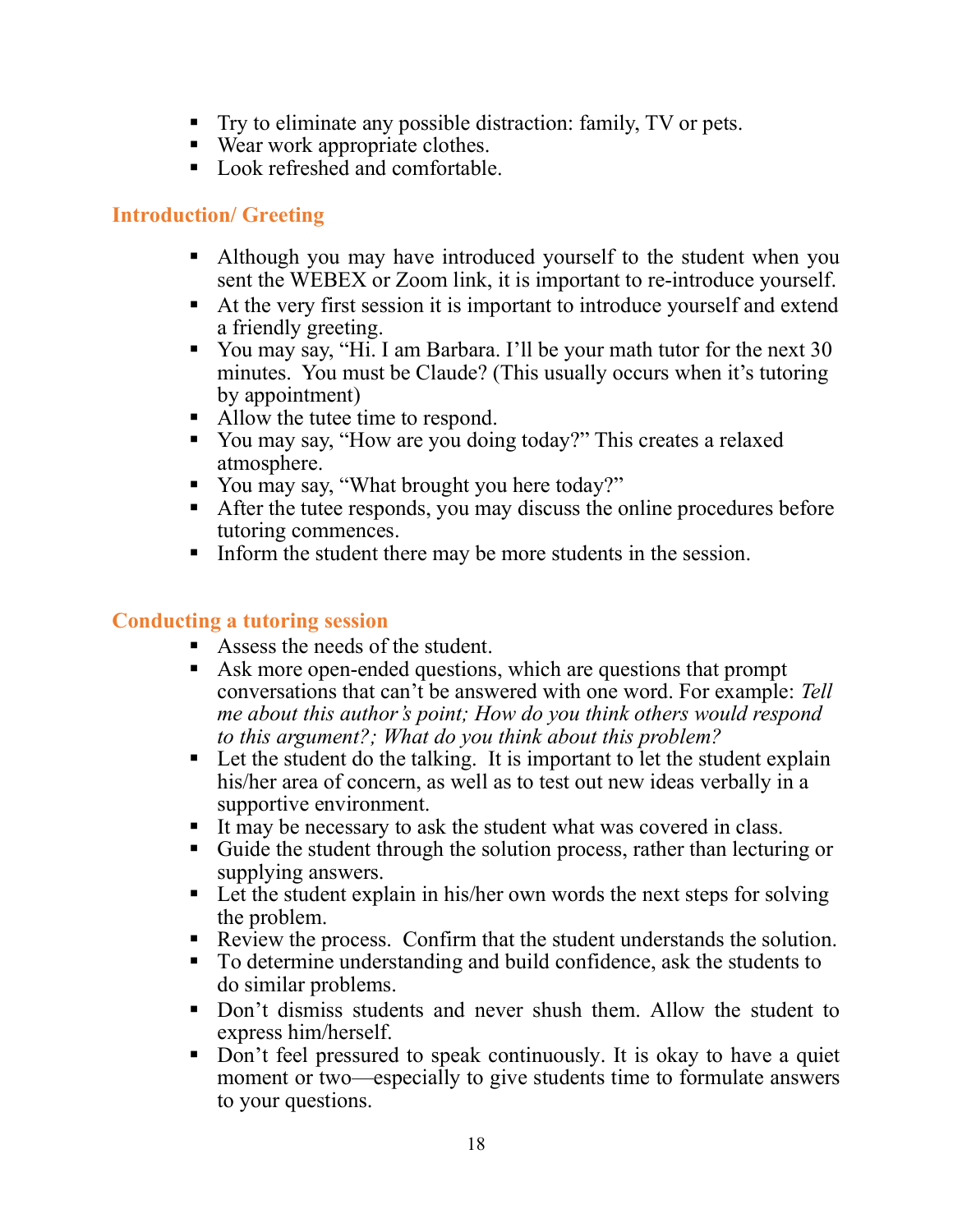- Try to eliminate any possible distraction: family, TV or pets.
- Wear work appropriate clothes.
- Look refreshed and comfortable.

## Introduction/ Greeting

- Although you may have introduced yourself to the student when you sent the WEBEX or Zoom link, it is important to re-introduce yourself.
- At the very first session it is important to introduce yourself and extend a friendly greeting.
- You may say, "Hi. I am Barbara. I'll be your math tutor for the next 30 minutes. You must be Claude? (This usually occurs when it's tutoring by appointment)
- Allow the tutee time to respond.
- You may say, "How are you doing today?" This creates a relaxed atmosphere.
- You may say, "What brought you here today?"
- After the tutee responds, you may discuss the online procedures before tutoring commences.
- Inform the student there may be more students in the session.

## Conducting a tutoring session

- Assess the needs of the student.
- Ask more open-ended questions, which are questions that prompt conversations that can't be answered with one word. For example: *Tell me about this author's point; How do you think others would respond to this argument?; What do you think about this problem?*
- Let the student do the talking. It is important to let the student explain his/her area of concern, as well as to test out new ideas verbally in a supportive environment.
- It may be necessary to ask the student what was covered in class.
- Guide the student through the solution process, rather than lecturing or supplying answers.
- Let the student explain in his/her own words the next steps for solving the problem.
- Review the process. Confirm that the student understands the solution.
- To determine understanding and build confidence, ask the students to do similar problems.
- Don't dismiss students and never shush them. Allow the student to express him/herself.
- Don't feel pressured to speak continuously. It is okay to have a quiet moment or two—especially to give students time to formulate answers to your questions.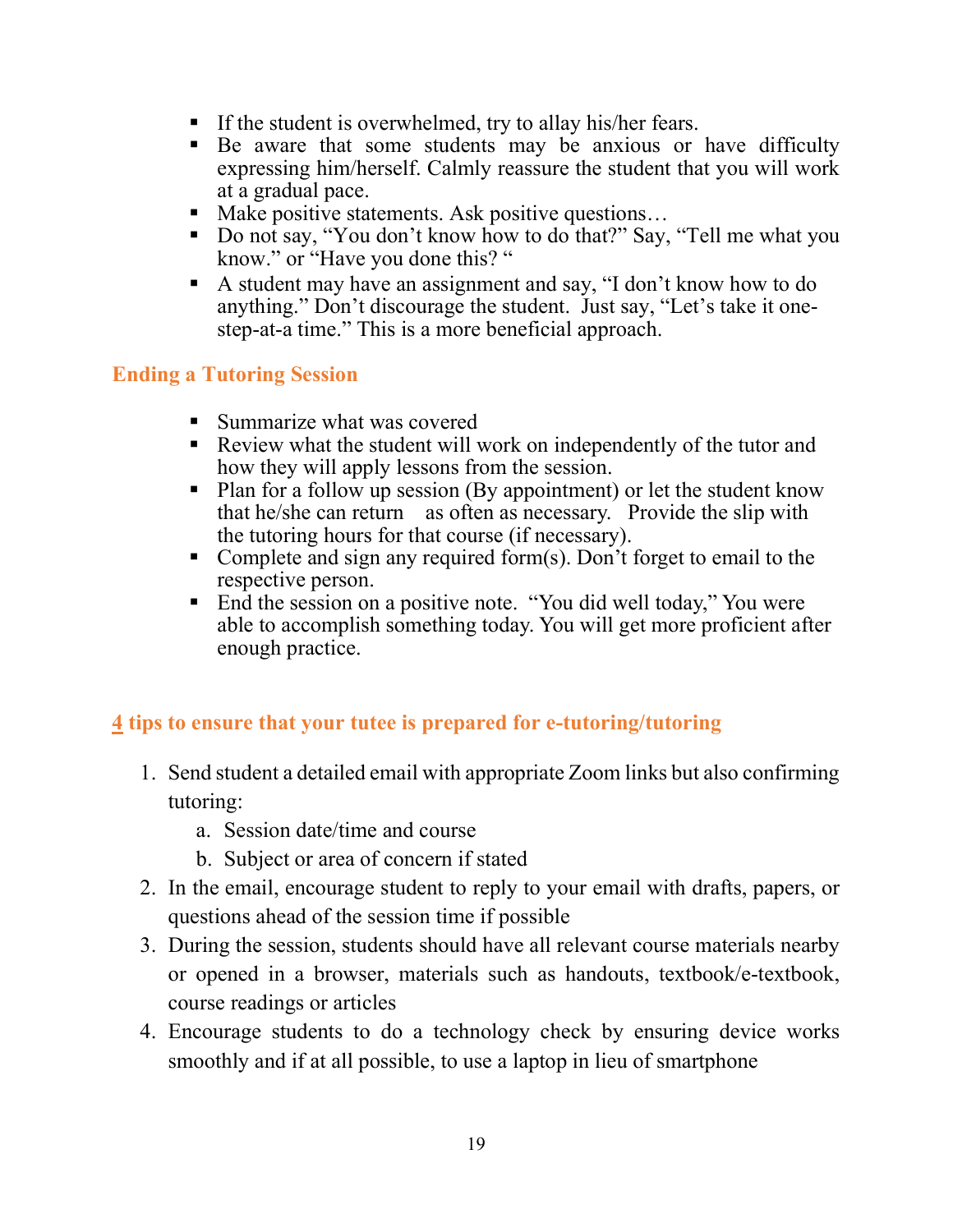- If the student is overwhelmed, try to allay his/her fears.
- Be aware that some students may be anxious or have difficulty expressing him/herself. Calmly reassure the student that you will work at a gradual pace.
- Make positive statements. Ask positive questions…
- Do not say, "You don't know how to do that?" Say, "Tell me what you know." or "Have you done this? "
- A student may have an assignment and say, "I don't know how to do anything." Don't discourage the student. Just say, "Let's take it one-step-at-a time." This is a more beneficial approach.

## Ending a Tutoring Session

- Summarize what was covered
- Review what the student will work on independently of the tutor and how they will apply lessons from the session.
- Plan for a follow up session (By appointment) or let the student know that he/she can return as often as necessary. Provide the slip with the tutoring hours for that course (if necessary).
- Complete and sign any required form(s). Don't forget to email to the respective person.
- End the session on a positive note. "You did well today," You were able to accomplish something today. You will get more proficient after enough practice.

## <u>4</u> tips to ensure that your tutee is prepared for e-tutoring/tutoring

1. Send student a detailed email with appropriate Zoom links but also confirming tutoring:
   a. Session date/time and course
   b. Subject or area of concern if stated
2. In the email, encourage student to reply to your email with drafts, papers, or questions ahead of the session time if possible
3. During the session, students should have all relevant course materials nearby or opened in a browser, materials such as handouts, textbook/e-textbook, course readings or articles
4. Encourage students to do a technology check by ensuring device works smoothly and if at all possible, to use a laptop in lieu of smartphone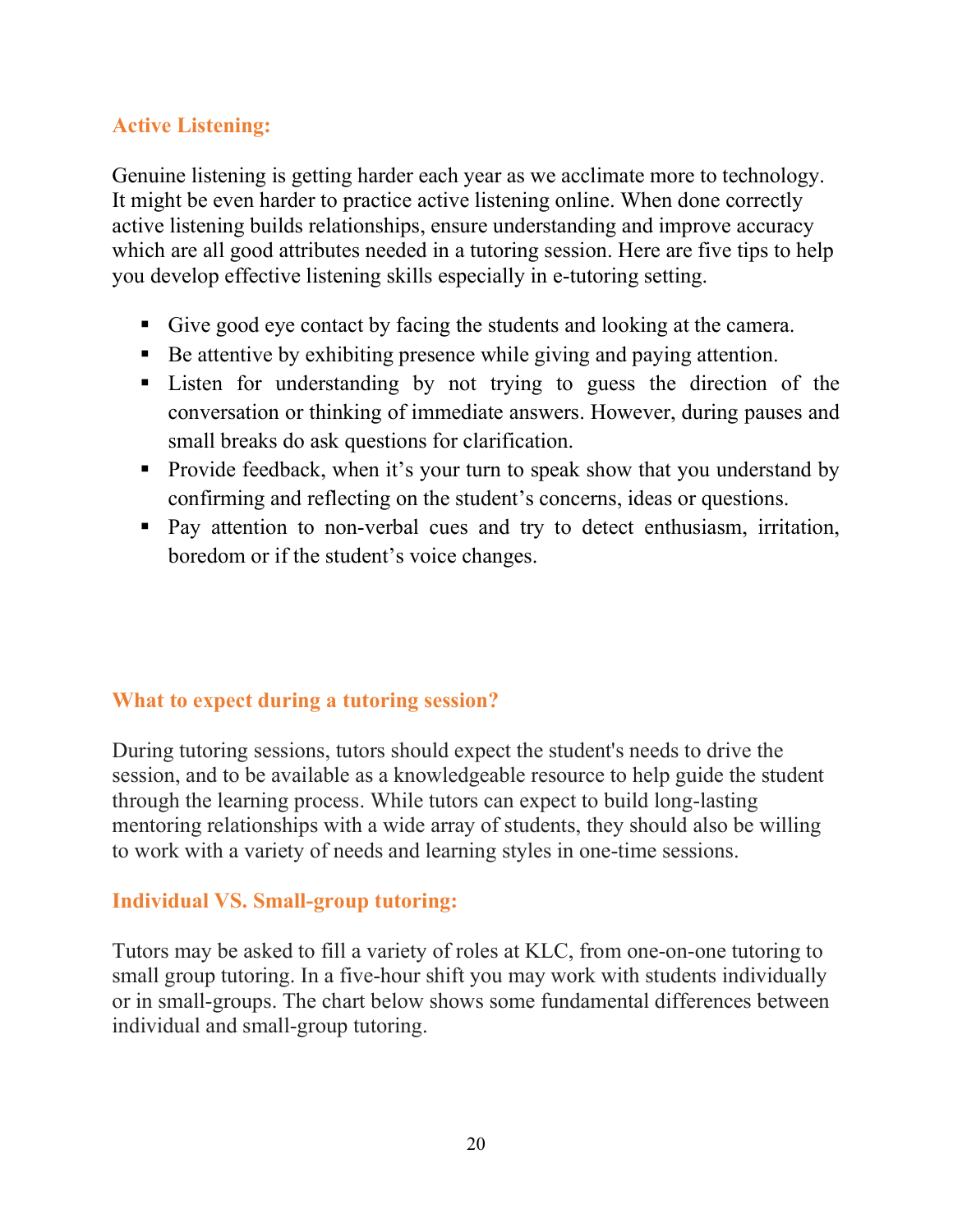## Active Listening:

Genuine listening is getting harder each year as we acclimate more to technology. It might be even harder to practice active listening online. When done correctly active listening builds relationships, ensure understanding and improve accuracy which are all good attributes needed in a tutoring session. Here are five tips to help you develop effective listening skills especially in e-tutoring setting.

- Give good eye contact by facing the students and looking at the camera.
- Be attentive by exhibiting presence while giving and paying attention.
- Listen for understanding by not trying to guess the direction of the conversation or thinking of immediate answers. However, during pauses and small breaks do ask questions for clarification.
- Provide feedback, when it's your turn to speak show that you understand by confirming and reflecting on the student's concerns, ideas or questions.
- Pay attention to non-verbal cues and try to detect enthusiasm, irritation, boredom or if the student's voice changes.

## What to expect during a tutoring session?

During tutoring sessions, tutors should expect the student's needs to drive the session, and to be available as a knowledgeable resource to help guide the student through the learning process. While tutors can expect to build long-lasting mentoring relationships with a wide array of students, they should also be willing to work with a variety of needs and learning styles in one-time sessions.

## Individual VS. Small-group tutoring:

Tutors may be asked to fill a variety of roles at KLC, from one-on-one tutoring to small group tutoring. In a five-hour shift you may work with students individually or in small-groups. The chart below shows some fundamental differences between individual and small-group tutoring.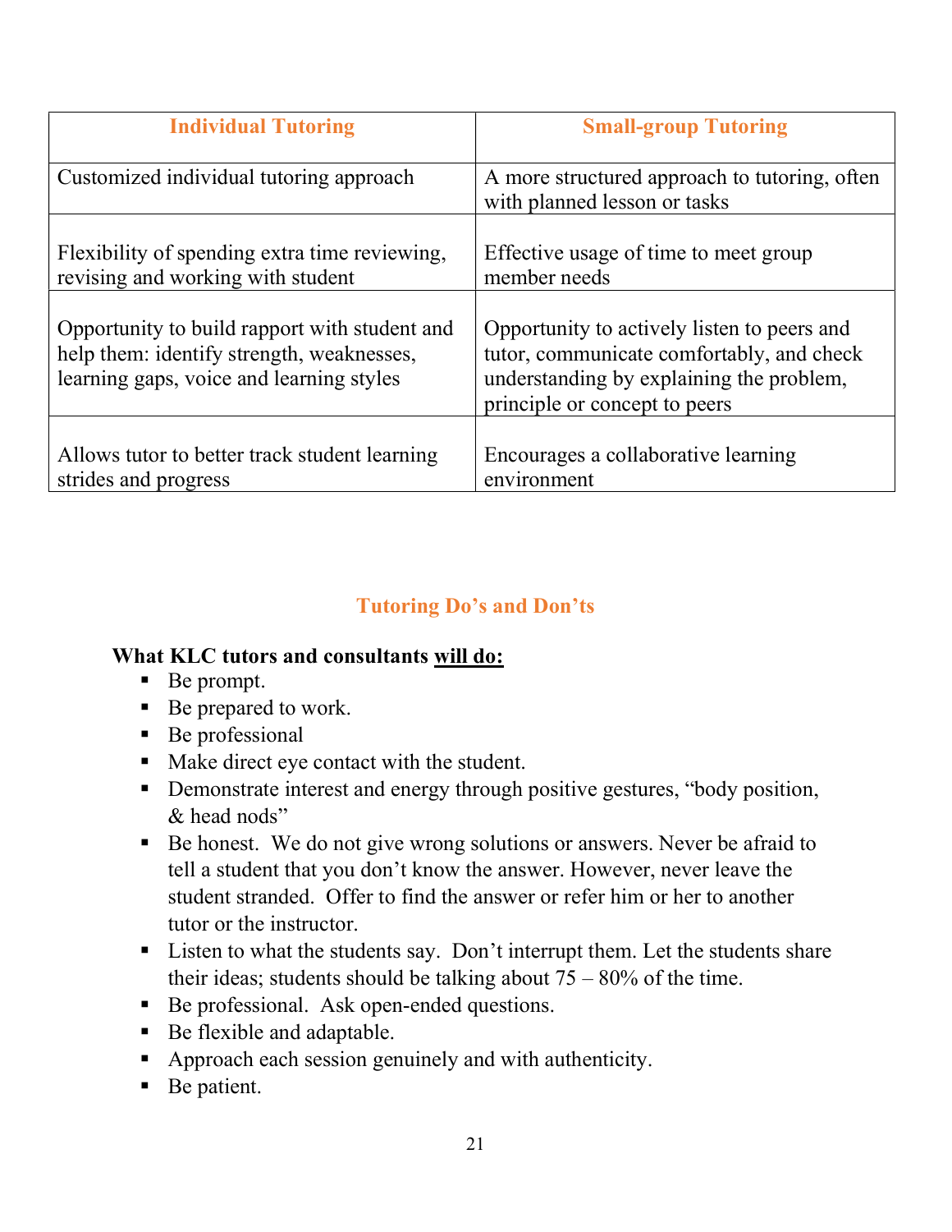| Individual Tutoring | Small-group Tutoring |
|---|---|
| Customized individual tutoring approach | A more structured approach to tutoring, often with planned lesson or tasks |
| Flexibility of spending extra time reviewing, revising and working with student | Effective usage of time to meet group member needs |
| Opportunity to build rapport with student and help them: identify strength, weaknesses, learning gaps, voice and learning styles | Opportunity to actively listen to peers and tutor, communicate comfortably, and check understanding by explaining the problem, principle or concept to peers |
| Allows tutor to better track student learning strides and progress | Encourages a collaborative learning environment |

## Tutoring Do's and Don'ts

**What KLC tutors and consultants <u>will do:</u>**

- Be prompt.
- Be prepared to work.
- Be professional
- Make direct eye contact with the student.
- Demonstrate interest and energy through positive gestures, "body position, & head nods"
- Be honest. We do not give wrong solutions or answers. Never be afraid to tell a student that you don't know the answer. However, never leave the student stranded. Offer to find the answer or refer him or her to another tutor or the instructor.
- Listen to what the students say. Don't interrupt them. Let the students share their ideas; students should be talking about 75 – 80% of the time.
- Be professional. Ask open-ended questions.
- Be flexible and adaptable.
- Approach each session genuinely and with authenticity.
- Be patient.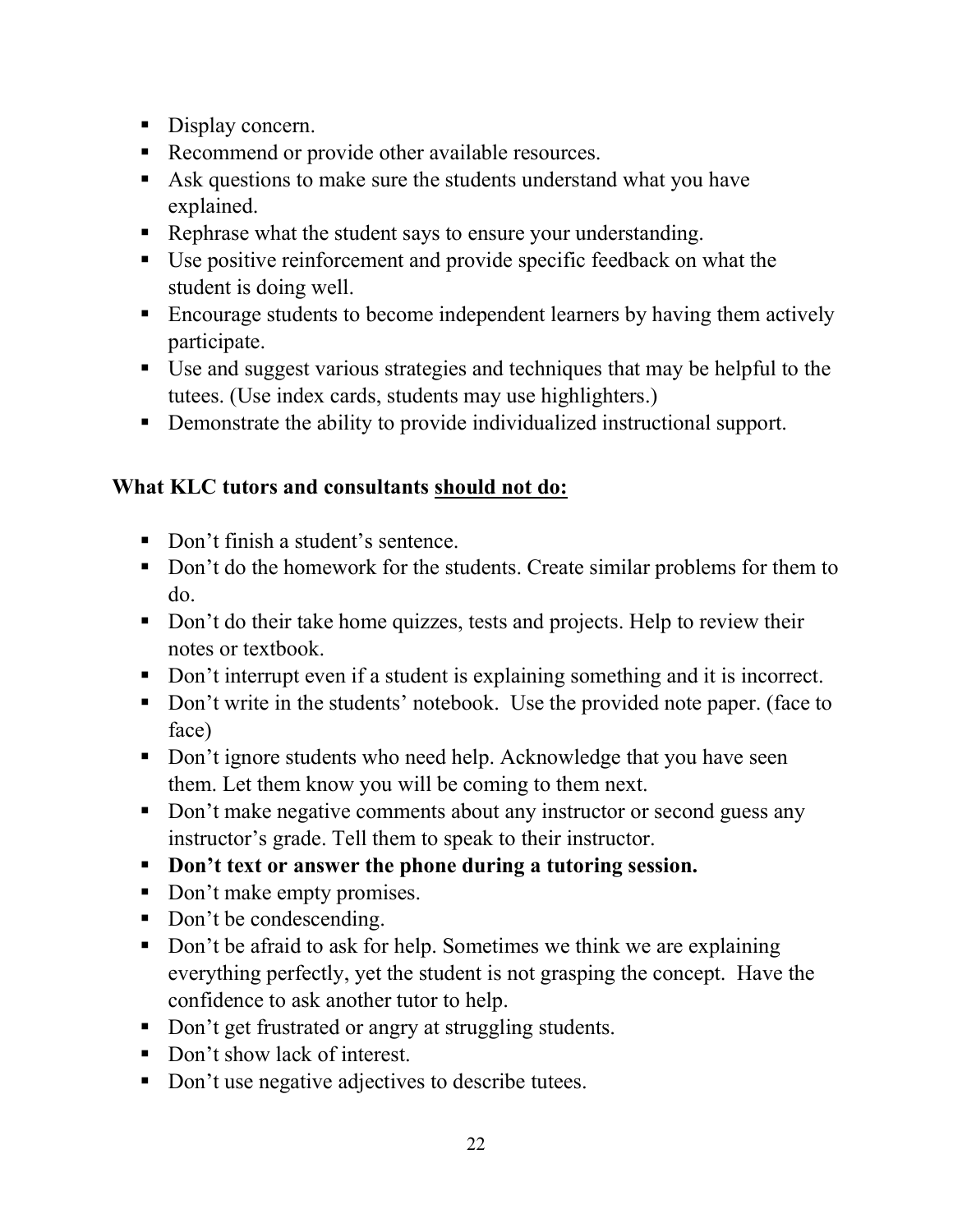- Display concern.
- Recommend or provide other available resources.
- Ask questions to make sure the students understand what you have explained.
- Rephrase what the student says to ensure your understanding.
- Use positive reinforcement and provide specific feedback on what the student is doing well.
- Encourage students to become independent learners by having them actively participate.
- Use and suggest various strategies and techniques that may be helpful to the tutees. (Use index cards, students may use highlighters.)
- Demonstrate the ability to provide individualized instructional support.

**What KLC tutors and consultants <u>should not do:</u>**

- Don't finish a student's sentence.
- Don't do the homework for the students. Create similar problems for them to do.
- Don't do their take home quizzes, tests and projects. Help to review their notes or textbook.
- Don't interrupt even if a student is explaining something and it is incorrect.
- Don't write in the students' notebook. Use the provided note paper. (face to face)
- Don't ignore students who need help. Acknowledge that you have seen them. Let them know you will be coming to them next.
- Don't make negative comments about any instructor or second guess any instructor's grade. Tell them to speak to their instructor.
- **Don't text or answer the phone during a tutoring session.**
- Don't make empty promises.
- Don't be condescending.
- Don't be afraid to ask for help. Sometimes we think we are explaining everything perfectly, yet the student is not grasping the concept. Have the confidence to ask another tutor to help.
- Don't get frustrated or angry at struggling students.
- Don't show lack of interest.
- Don't use negative adjectives to describe tutees.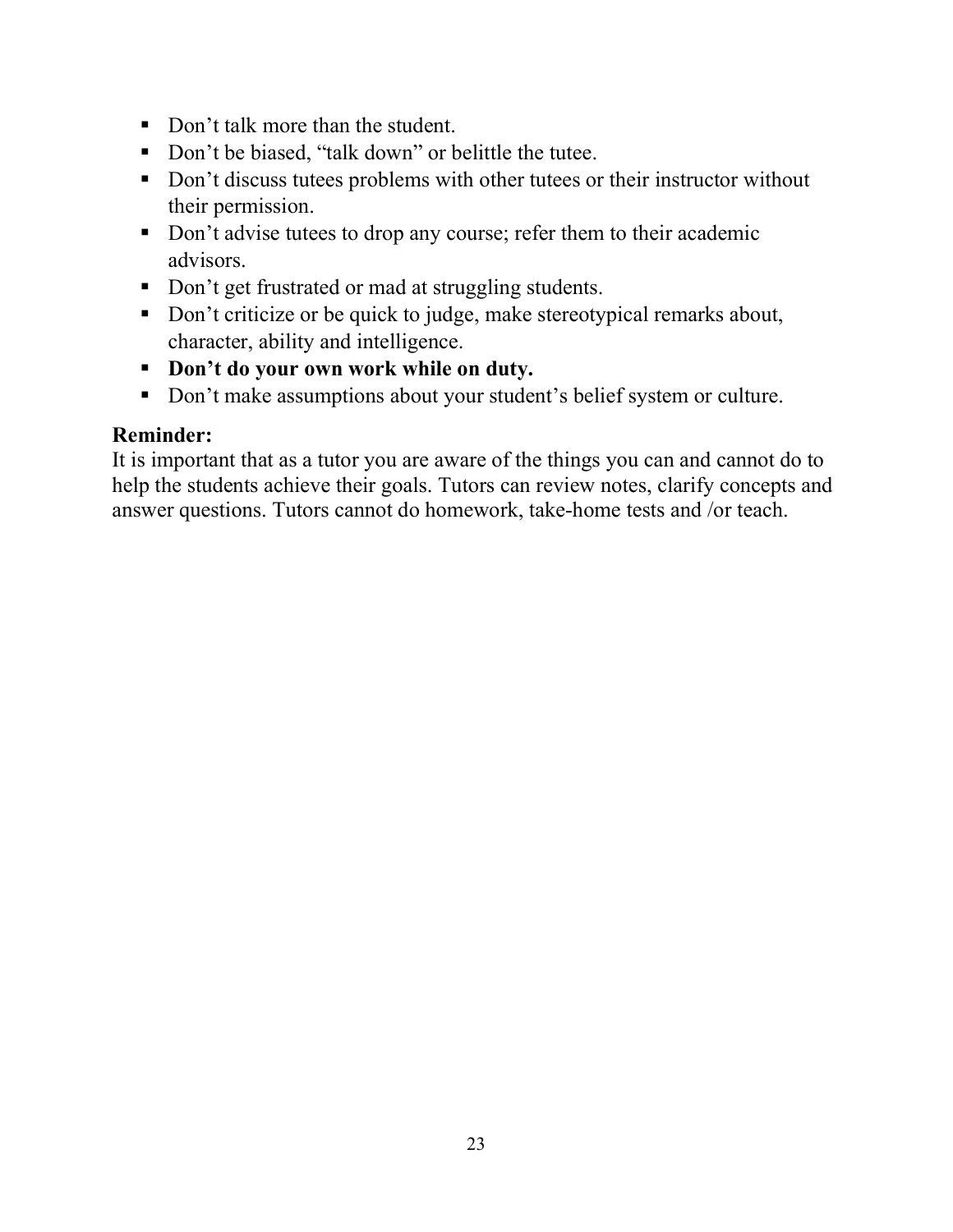- Don’t talk more than the student.
- Don’t be biased, “talk down” or belittle the tutee.
- Don’t discuss tutees problems with other tutees or their instructor without their permission.
- Don’t advise tutees to drop any course; refer them to their academic advisors.
- Don’t get frustrated or mad at struggling students.
- Don’t criticize or be quick to judge, make stereotypical remarks about, character, ability and intelligence.
- **Don’t do your own work while on duty.**
- Don’t make assumptions about your student’s belief system or culture.

**Reminder:**
It is important that as a tutor you are aware of the things you can and cannot do to help the students achieve their goals. Tutors can review notes, clarify concepts and answer questions. Tutors cannot do homework, take-home tests and /or teach.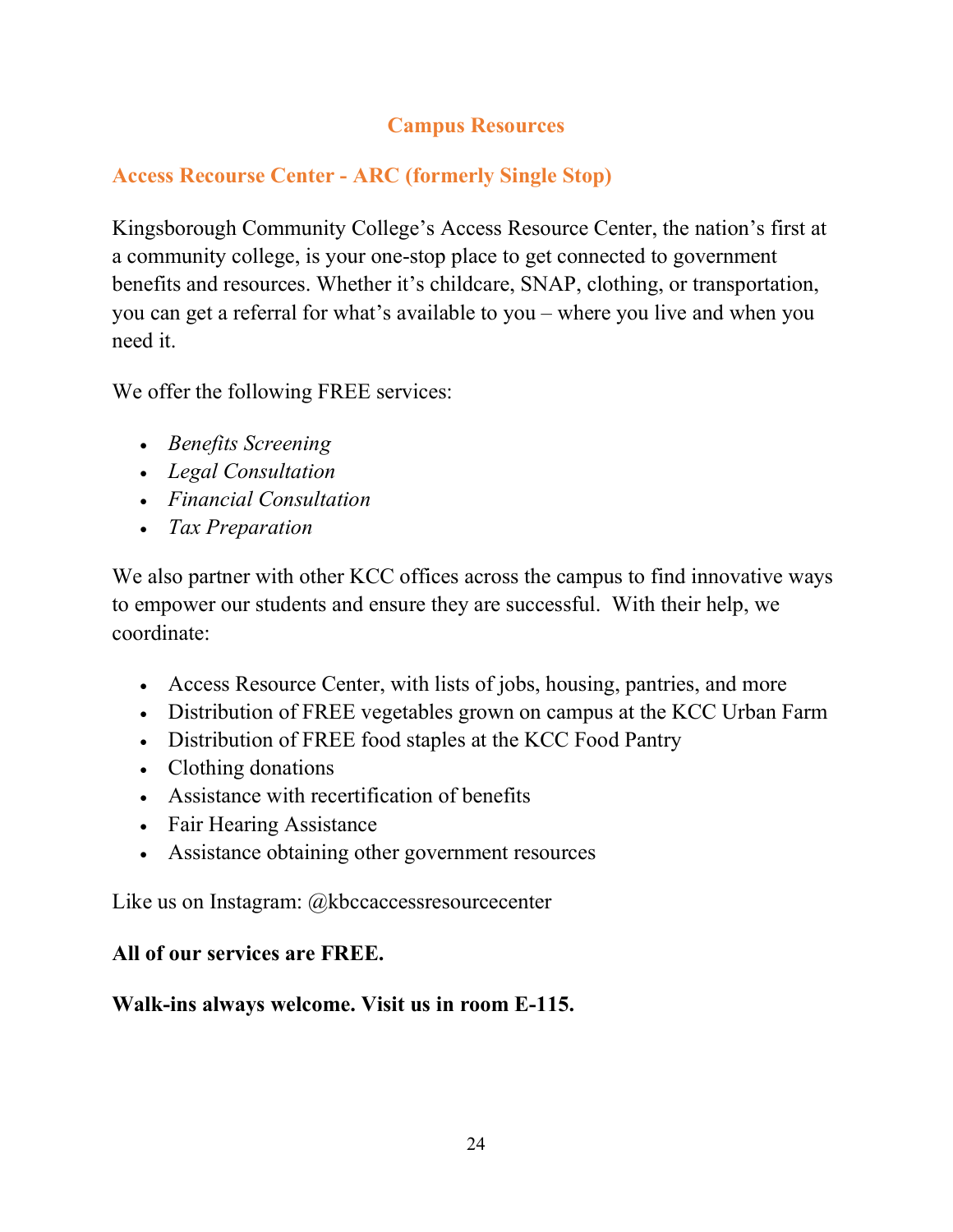# Campus Resources

## Access Recourse Center - ARC (formerly Single Stop)

Kingsborough Community College's Access Resource Center, the nation's first at a community college, is your one-stop place to get connected to government benefits and resources. Whether it's childcare, SNAP, clothing, or transportation, you can get a referral for what's available to you – where you live and when you need it.

We offer the following FREE services:

- *Benefits Screening*
- *Legal Consultation*
- *Financial Consultation*
- *Tax Preparation*

We also partner with other KCC offices across the campus to find innovative ways to empower our students and ensure they are successful. With their help, we coordinate:

- Access Resource Center, with lists of jobs, housing, pantries, and more
- Distribution of FREE vegetables grown on campus at the KCC Urban Farm
- Distribution of FREE food staples at the KCC Food Pantry
- Clothing donations
- Assistance with recertification of benefits
- Fair Hearing Assistance
- Assistance obtaining other government resources

Like us on Instagram: @kbccaccessresourcecenter

**All of our services are FREE.**

**Walk-ins always welcome. Visit us in room E-115.**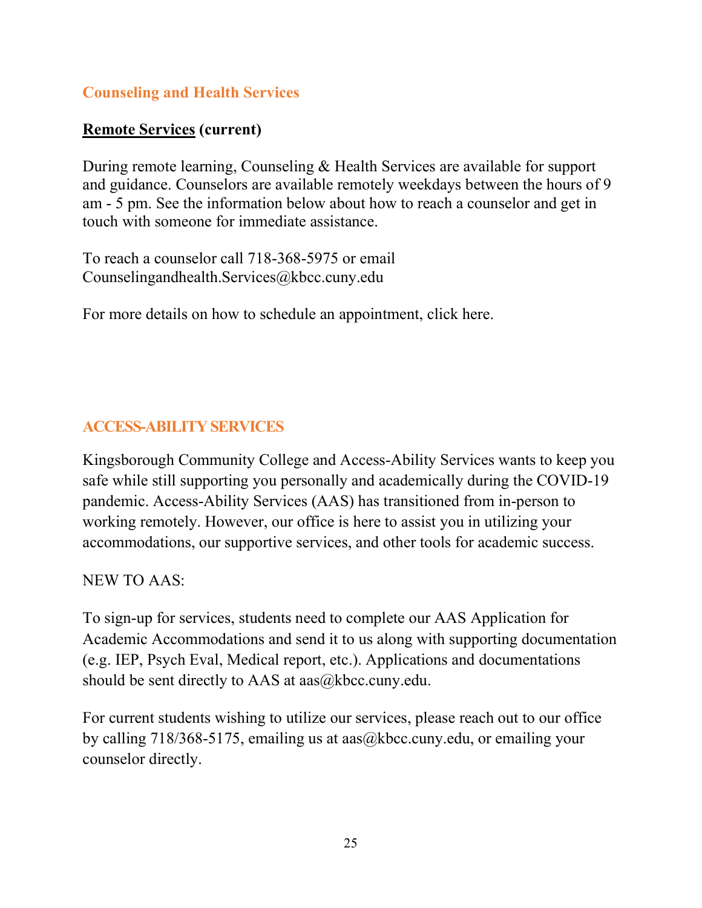## Counseling and Health Services

### <u>Remote Services</u> (current)

During remote learning, Counseling & Health Services are available for support and guidance. Counselors are available remotely weekdays between the hours of 9 am - 5 pm. See the information below about how to reach a counselor and get in touch with someone for immediate assistance.

To reach a counselor call 718-368-5975 or email Counselingandhealth.Services@kbcc.cuny.edu

For more details on how to schedule an appointment, click here.

## ACCESS-ABILITY SERVICES

Kingsborough Community College and Access-Ability Services wants to keep you safe while still supporting you personally and academically during the COVID-19 pandemic. Access-Ability Services (AAS) has transitioned from in-person to working remotely. However, our office is here to assist you in utilizing your accommodations, our supportive services, and other tools for academic success.

NEW TO AAS:

To sign-up for services, students need to complete our AAS Application for Academic Accommodations and send it to us along with supporting documentation (e.g. IEP, Psych Eval, Medical report, etc.). Applications and documentations should be sent directly to AAS at aas@kbcc.cuny.edu.

For current students wishing to utilize our services, please reach out to our office by calling 718/368-5175, emailing us at aas@kbcc.cuny.edu, or emailing your counselor directly.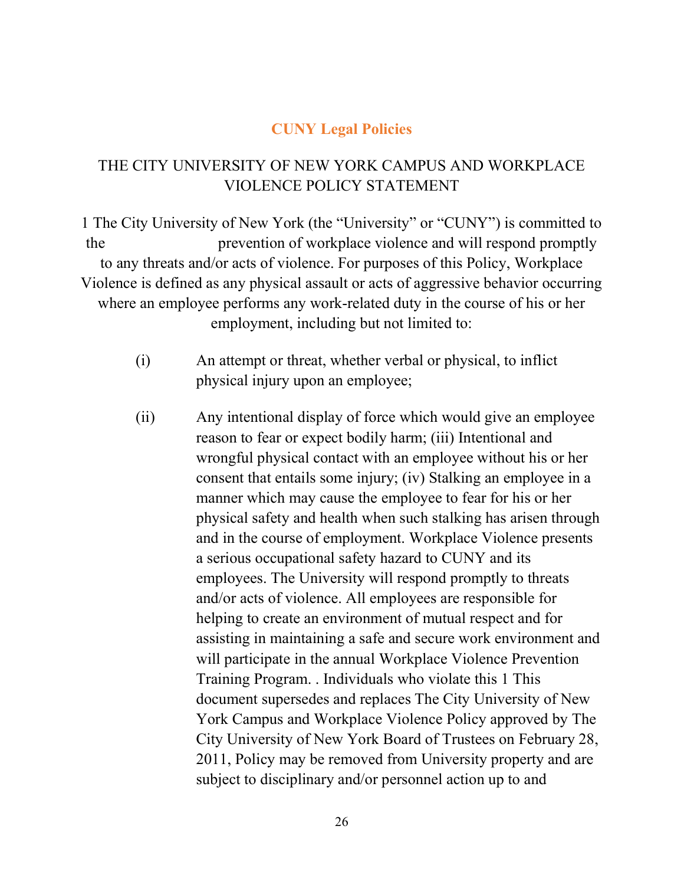**CUNY Legal Policies**

## THE CITY UNIVERSITY OF NEW YORK CAMPUS AND WORKPLACE VIOLENCE POLICY STATEMENT

1 The City University of New York (the "University" or "CUNY") is committed to the prevention of workplace violence and will respond promptly to any threats and/or acts of violence. For purposes of this Policy, Workplace Violence is defined as any physical assault or acts of aggressive behavior occurring where an employee performs any work-related duty in the course of his or her employment, including but not limited to:

(i) An attempt or threat, whether verbal or physical, to inflict physical injury upon an employee;

(ii) Any intentional display of force which would give an employee reason to fear or expect bodily harm; (iii) Intentional and wrongful physical contact with an employee without his or her consent that entails some injury; (iv) Stalking an employee in a manner which may cause the employee to fear for his or her physical safety and health when such stalking has arisen through and in the course of employment. Workplace Violence presents a serious occupational safety hazard to CUNY and its employees. The University will respond promptly to threats and/or acts of violence. All employees are responsible for helping to create an environment of mutual respect and for assisting in maintaining a safe and secure work environment and will participate in the annual Workplace Violence Prevention Training Program. . Individuals who violate this 1 This document supersedes and replaces The City University of New York Campus and Workplace Violence Policy approved by The City University of New York Board of Trustees on February 28, 2011, Policy may be removed from University property and are subject to disciplinary and/or personnel action up to and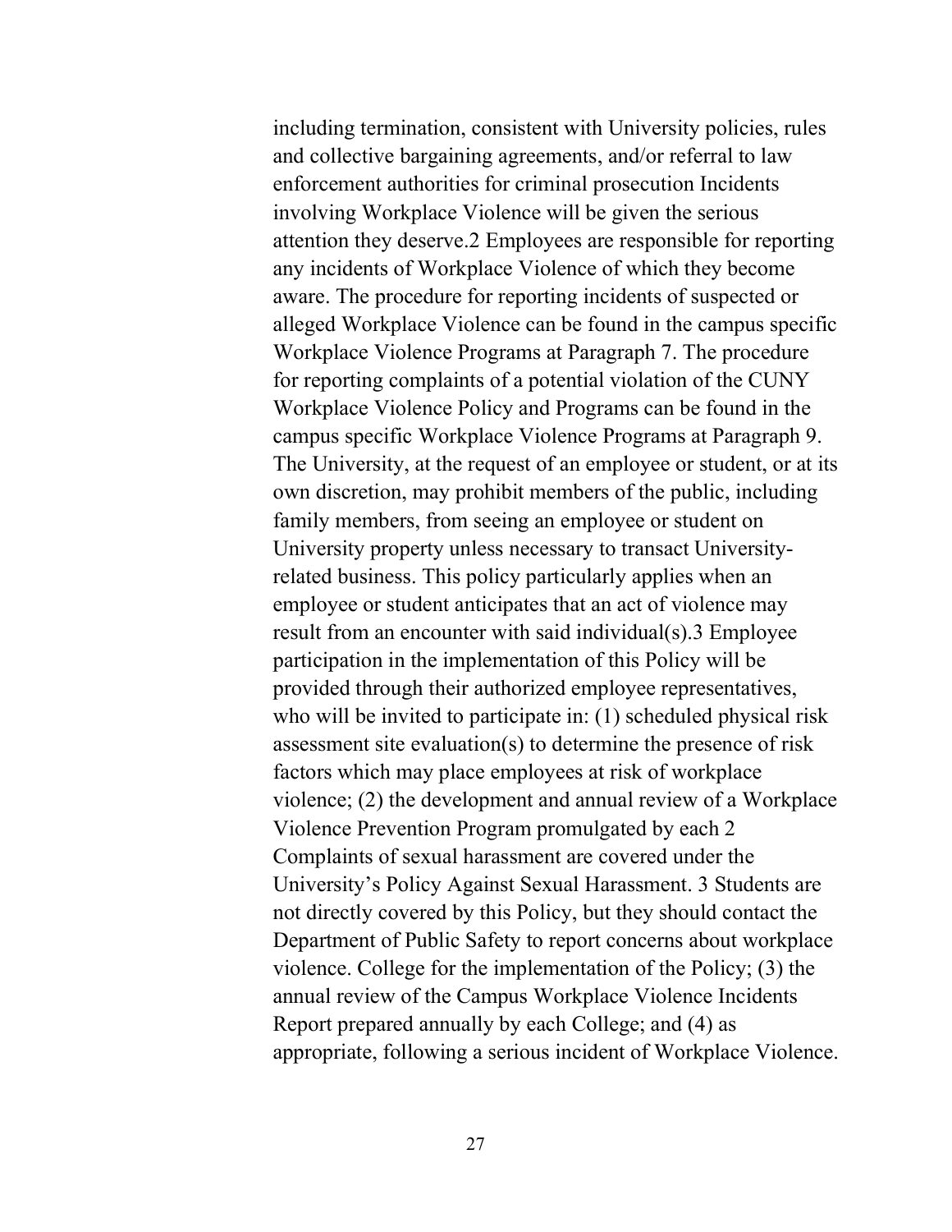including termination, consistent with University policies, rules and collective bargaining agreements, and/or referral to law enforcement authorities for criminal prosecution Incidents involving Workplace Violence will be given the serious attention they deserve.[2] Employees are responsible for reporting any incidents of Workplace Violence of which they become aware. The procedure for reporting incidents of suspected or alleged Workplace Violence can be found in the campus specific Workplace Violence Programs at Paragraph 7. The procedure for reporting complaints of a potential violation of the CUNY Workplace Violence Policy and Programs can be found in the campus specific Workplace Violence Programs at Paragraph 9. The University, at the request of an employee or student, or at its own discretion, may prohibit members of the public, including family members, from seeing an employee or student on University property unless necessary to transact University-related business. This policy particularly applies when an employee or student anticipates that an act of violence may result from an encounter with said individual(s).[3] Employee participation in the implementation of this Policy will be provided through their authorized employee representatives, who will be invited to participate in: (1) scheduled physical risk assessment site evaluation(s) to determine the presence of risk factors which may place employees at risk of workplace violence; (2) the development and annual review of a Workplace Violence Prevention Program promulgated by each College for the implementation of the Policy; (3) the annual review of the Campus Workplace Violence Incidents Report prepared annually by each College; and (4) as appropriate, following a serious incident of Workplace Violence.

[2] Complaints of sexual harassment are covered under the University's Policy Against Sexual Harassment.

[3] Students are not directly covered by this Policy, but they should contact the Department of Public Safety to report concerns about workplace violence.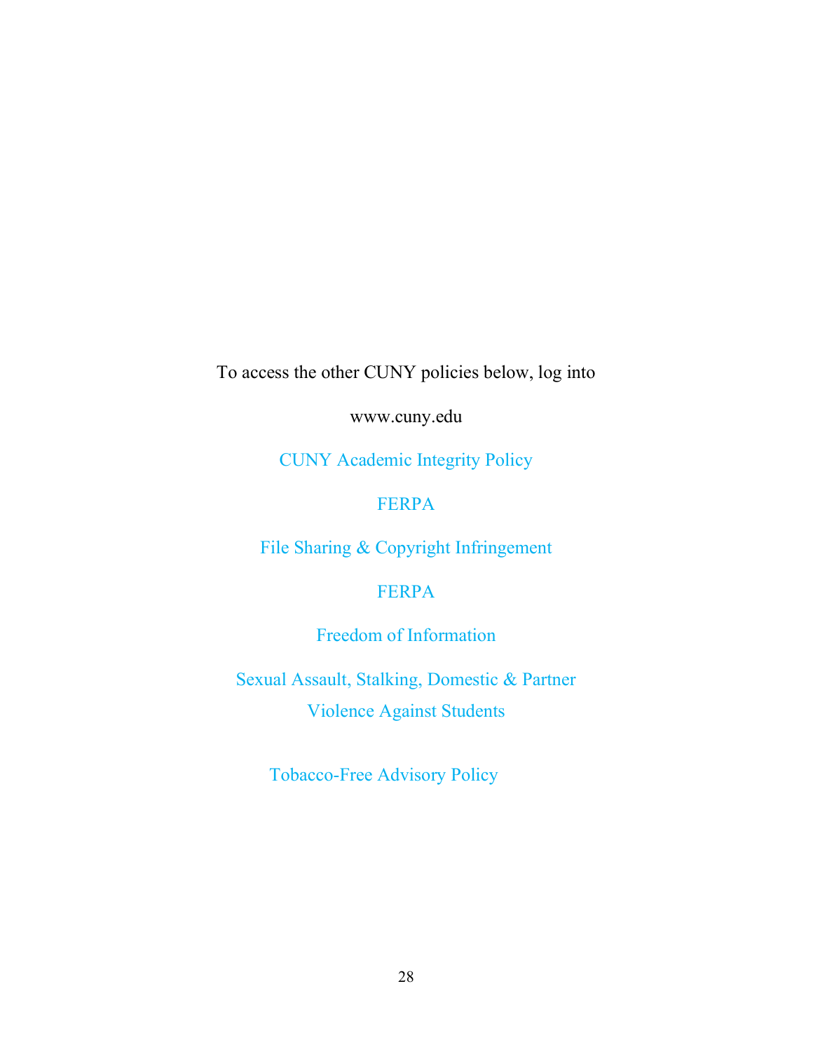To access the other CUNY policies below, log into

www.cuny.edu

CUNY Academic Integrity Policy

FERPA

File Sharing & Copyright Infringement

FERPA

Freedom of Information

Sexual Assault, Stalking, Domestic & Partner Violence Against Students

Tobacco-Free Advisory Policy